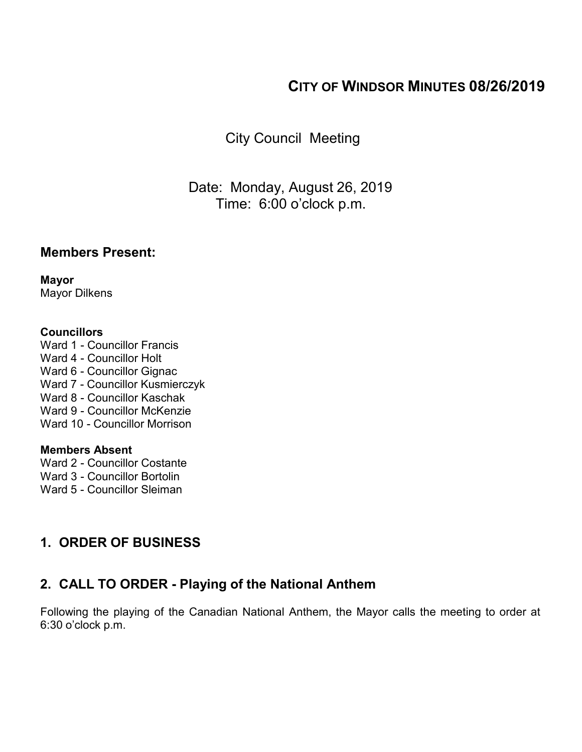# CITY OF WINDSOR MINUTES 08/26/2019

City Council Meeting

Date: Monday, August 26, 2019
Time: 6:00 o'clock p.m.

## Members Present:

**Mayor**
Mayor Dilkens

**Councillors**
Ward 1 - Councillor Francis
Ward 4 - Councillor Holt
Ward 6 - Councillor Gignac
Ward 7 - Councillor Kusmierczyk
Ward 8 - Councillor Kaschak
Ward 9 - Councillor McKenzie
Ward 10 - Councillor Morrison

**Members Absent**
Ward 2 - Councillor Costante
Ward 3 - Councillor Bortolin
Ward 5 - Councillor Sleiman

## 1. ORDER OF BUSINESS

## 2. CALL TO ORDER - Playing of the National Anthem

Following the playing of the Canadian National Anthem, the Mayor calls the meeting to order at 6:30 o'clock p.m.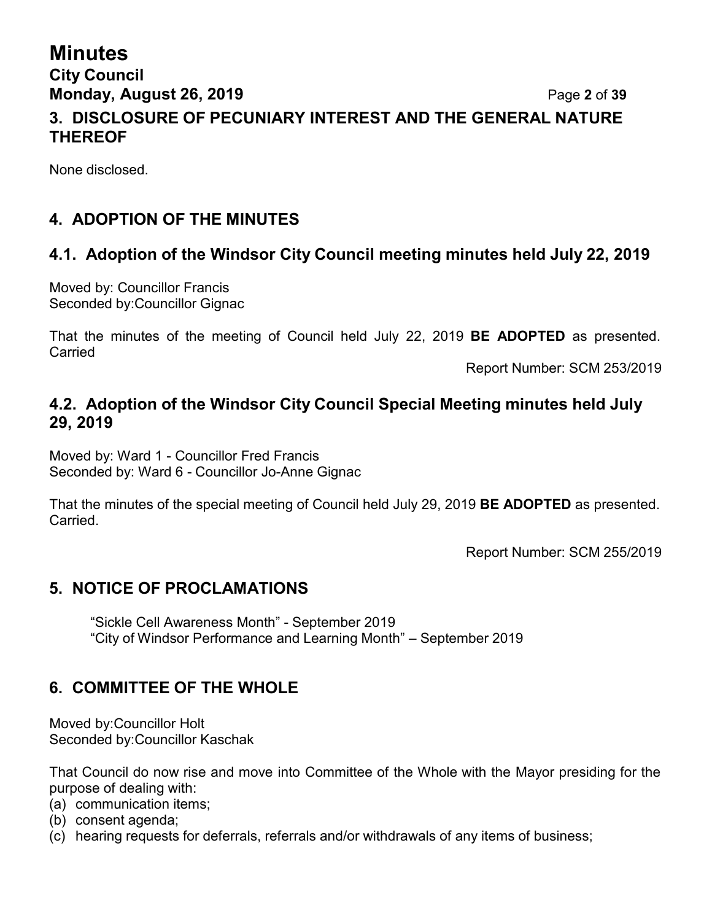## 3. DISCLOSURE OF PECUNIARY INTEREST AND THE GENERAL NATURE THEREOF

None disclosed.

## 4. ADOPTION OF THE MINUTES

### 4.1. Adoption of the Windsor City Council meeting minutes held July 22, 2019

Moved by: Councillor Francis
Seconded by:Councillor Gignac

That the minutes of the meeting of Council held July 22, 2019 **BE ADOPTED** as presented.
Carried

Report Number: SCM 253/2019

### 4.2. Adoption of the Windsor City Council Special Meeting minutes held July 29, 2019

Moved by: Ward 1 - Councillor Fred Francis
Seconded by: Ward 6 - Councillor Jo-Anne Gignac

That the minutes of the special meeting of Council held July 29, 2019 **BE ADOPTED** as presented.
Carried.

Report Number: SCM 255/2019

## 5. NOTICE OF PROCLAMATIONS

"Sickle Cell Awareness Month" - September 2019
"City of Windsor Performance and Learning Month" – September 2019

## 6. COMMITTEE OF THE WHOLE

Moved by:Councillor Holt
Seconded by:Councillor Kaschak

That Council do now rise and move into Committee of the Whole with the Mayor presiding for the purpose of dealing with:
(a) communication items;
(b) consent agenda;
(c) hearing requests for deferrals, referrals and/or withdrawals of any items of business;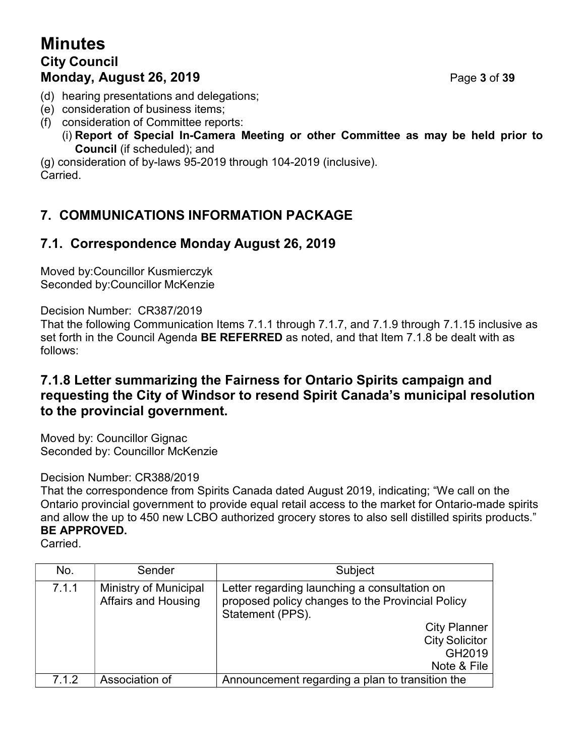(d) hearing presentations and delegations;
(e) consideration of business items;
(f) consideration of Committee reports:
  (i) **Report of Special In-Camera Meeting or other Committee as may be held prior to Council** (if scheduled); and

(g) consideration of by-laws 95-2019 through 104-2019 (inclusive).
Carried.

## 7. COMMUNICATIONS INFORMATION PACKAGE

## 7.1. Correspondence Monday August 26, 2019

Moved by:Councillor Kusmierczyk
Seconded by:Councillor McKenzie

Decision Number: CR387/2019
That the following Communication Items 7.1.1 through 7.1.7, and 7.1.9 through 7.1.15 inclusive as set forth in the Council Agenda **BE REFERRED** as noted, and that Item 7.1.8 be dealt with as follows:

### 7.1.8 Letter summarizing the Fairness for Ontario Spirits campaign and requesting the City of Windsor to resend Spirit Canada's municipal resolution to the provincial government.

Moved by: Councillor Gignac
Seconded by: Councillor McKenzie

Decision Number: CR388/2019
That the correspondence from Spirits Canada dated August 2019, indicating; "We call on the Ontario provincial government to provide equal retail access to the market for Ontario-made spirits and allow the up to 450 new LCBO authorized grocery stores to also sell distilled spirits products." **BE APPROVED.**
Carried.

| No. | Sender | Subject |
|---|---|---|
| 7.1.1 | Ministry of Municipal Affairs and Housing | Letter regarding launching a consultation on proposed policy changes to the Provincial Policy Statement (PPS).<br>City Planner<br>City Solicitor<br>GH2019<br>Note & File |
| 7.1.2 | Association of | Announcement regarding a plan to transition the |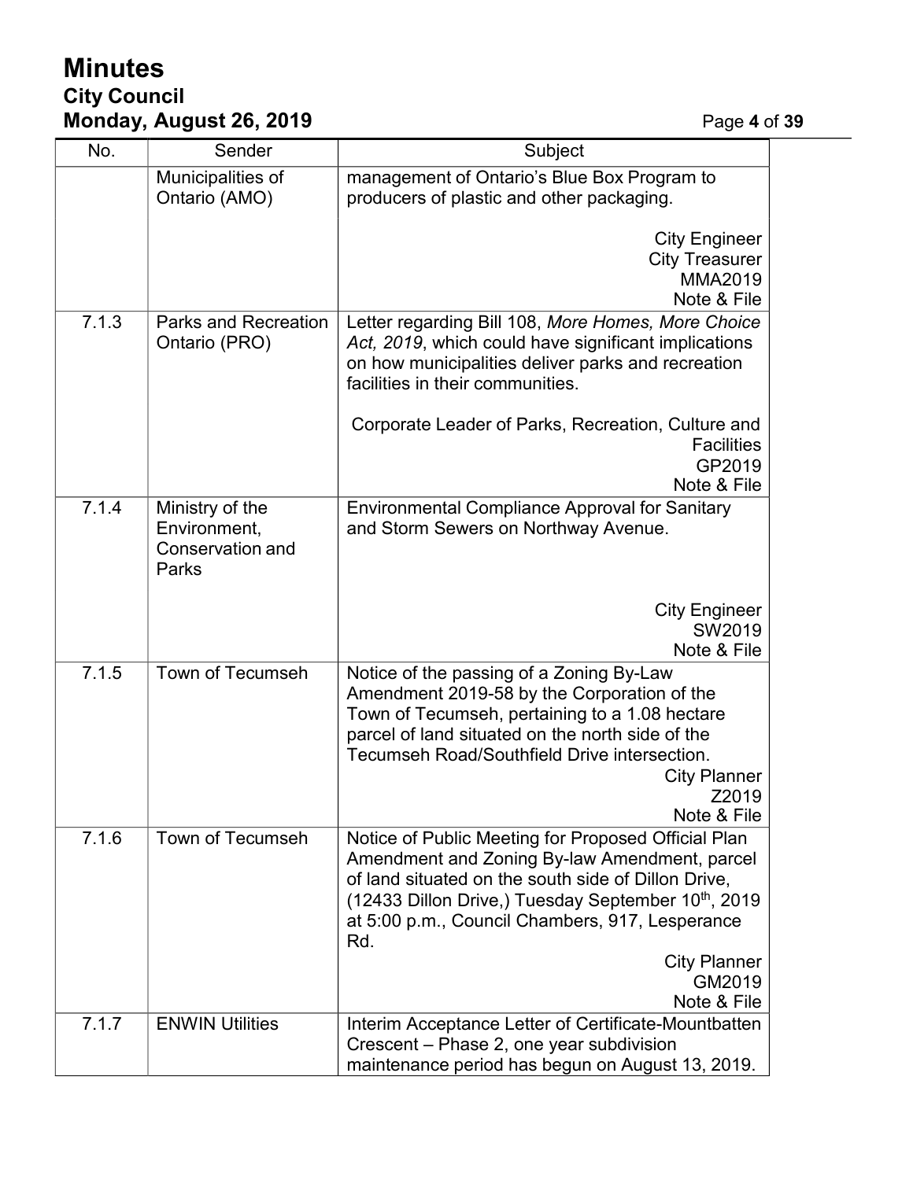| No. | Sender | Subject |
|---|---|---|
| | Municipalities of Ontario (AMO) | management of Ontario's Blue Box Program to producers of plastic and other packaging.<br><br>City Engineer<br>City Treasurer<br>MMA2019<br>Note & File |
| 7.1.3 | Parks and Recreation Ontario (PRO) | Letter regarding Bill 108, *More Homes, More Choice Act, 2019*, which could have significant implications on how municipalities deliver parks and recreation facilities in their communities.<br><br>Corporate Leader of Parks, Recreation, Culture and Facilities<br>GP2019<br>Note & File |
| 7.1.4 | Ministry of the Environment, Conservation and Parks | Environmental Compliance Approval for Sanitary and Storm Sewers on Northway Avenue.<br><br>City Engineer<br>SW2019<br>Note & File |
| 7.1.5 | Town of Tecumseh | Notice of the passing of a Zoning By-Law Amendment 2019-58 by the Corporation of the Town of Tecumseh, pertaining to a 1.08 hectare parcel of land situated on the north side of the Tecumseh Road/Southfield Drive intersection.<br>City Planner<br>Z2019<br>Note & File |
| 7.1.6 | Town of Tecumseh | Notice of Public Meeting for Proposed Official Plan Amendment and Zoning By-law Amendment, parcel of land situated on the south side of Dillon Drive, (12433 Dillon Drive,) Tuesday September 10th, 2019 at 5:00 p.m., Council Chambers, 917, Lesperance Rd.<br>City Planner<br>GM2019<br>Note & File |
| 7.1.7 | ENWIN Utilities | Interim Acceptance Letter of Certificate-Mountbatten Crescent – Phase 2, one year subdivision maintenance period has begun on August 13, 2019. |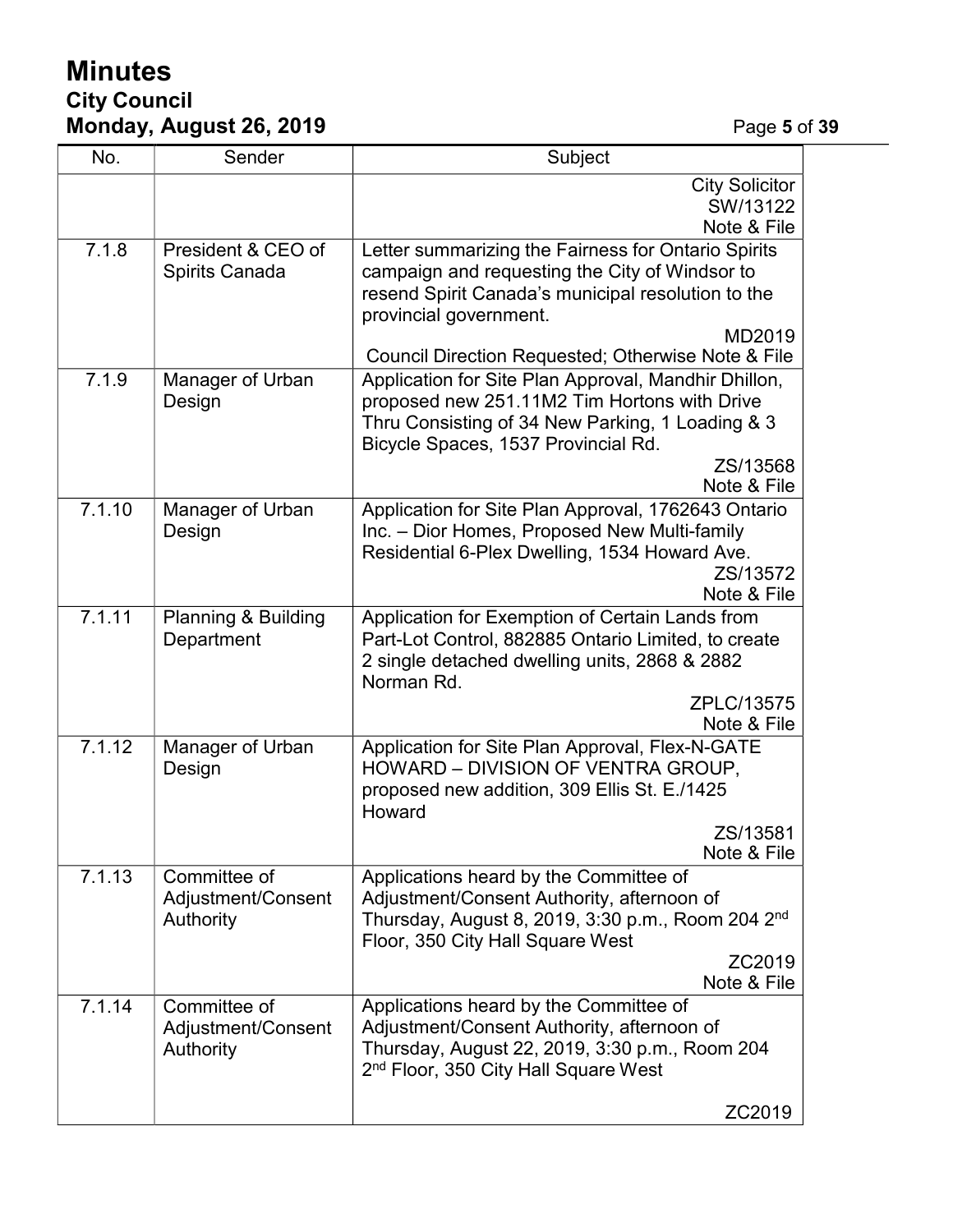# Minutes
## City Council
### Monday, August 26, 2019

| No. | Sender | Subject |
|---|---|---|
| | | City Solicitor SW/13122 Note & File |
| 7.1.8 | President & CEO of Spirits Canada | Letter summarizing the Fairness for Ontario Spirits campaign and requesting the City of Windsor to resend Spirit Canada's municipal resolution to the provincial government. MD2019 Council Direction Requested; Otherwise Note & File |
| 7.1.9 | Manager of Urban Design | Application for Site Plan Approval, Mandhir Dhillon, proposed new 251.11M2 Tim Hortons with Drive Thru Consisting of 34 New Parking, 1 Loading & 3 Bicycle Spaces, 1537 Provincial Rd. ZS/13568 Note & File |
| 7.1.10 | Manager of Urban Design | Application for Site Plan Approval, 1762643 Ontario Inc. – Dior Homes, Proposed New Multi-family Residential 6-Plex Dwelling, 1534 Howard Ave. ZS/13572 Note & File |
| 7.1.11 | Planning & Building Department | Application for Exemption of Certain Lands from Part-Lot Control, 882885 Ontario Limited, to create 2 single detached dwelling units, 2868 & 2882 Norman Rd. ZPLC/13575 Note & File |
| 7.1.12 | Manager of Urban Design | Application for Site Plan Approval, Flex-N-GATE HOWARD – DIVISION OF VENTRA GROUP, proposed new addition, 309 Ellis St. E./1425 Howard ZS/13581 Note & File |
| 7.1.13 | Committee of Adjustment/Consent Authority | Applications heard by the Committee of Adjustment/Consent Authority, afternoon of Thursday, August 8, 2019, 3:30 p.m., Room 204 2nd Floor, 350 City Hall Square West ZC2019 Note & File |
| 7.1.14 | Committee of Adjustment/Consent Authority | Applications heard by the Committee of Adjustment/Consent Authority, afternoon of Thursday, August 22, 2019, 3:30 p.m., Room 204 2nd Floor, 350 City Hall Square West ZC2019 |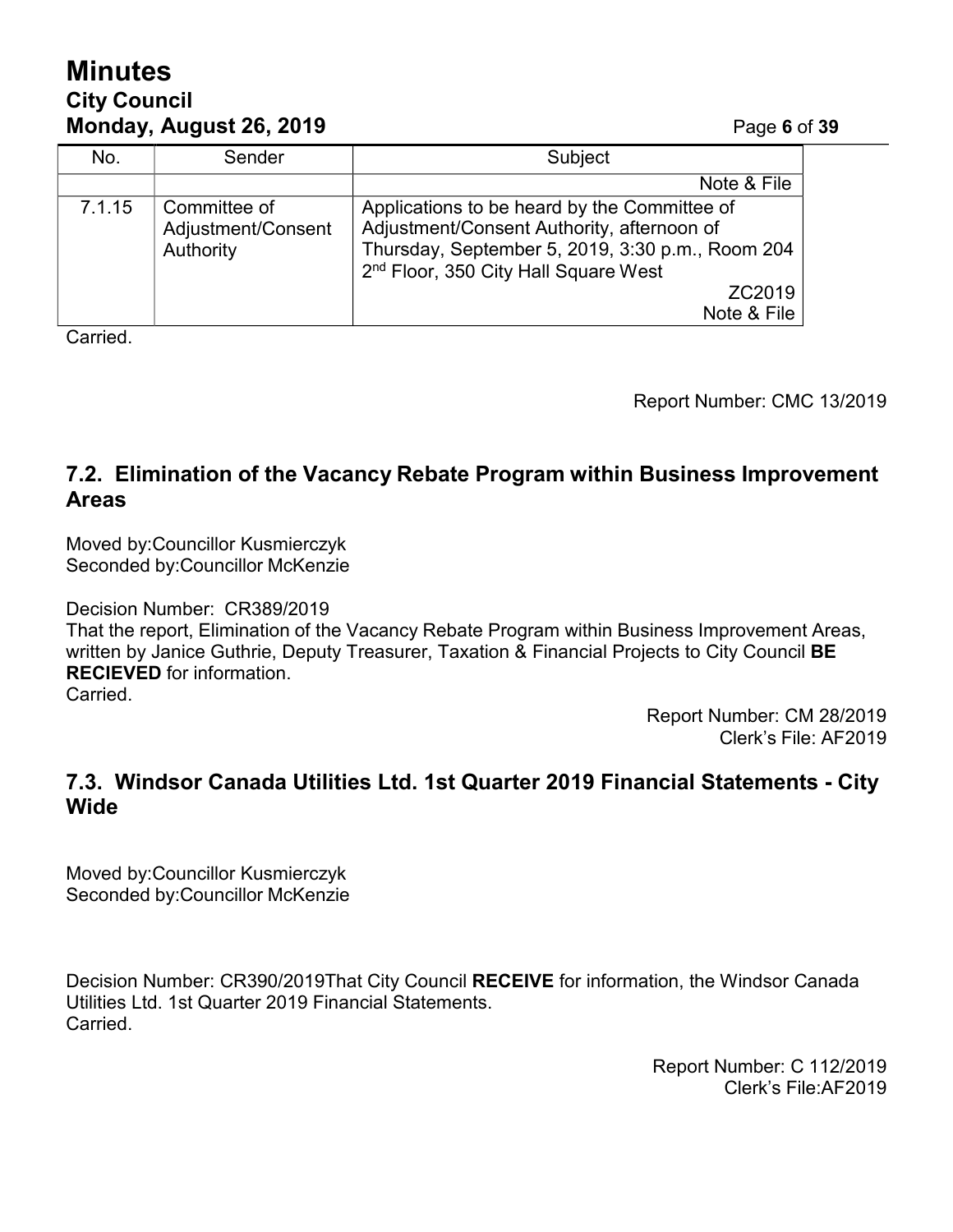| No. | Sender | Subject |
|---|---|---|
| | | Note & File |
| 7.1.15 | Committee of Adjustment/Consent Authority | Applications to be heard by the Committee of Adjustment/Consent Authority, afternoon of Thursday, September 5, 2019, 3:30 p.m., Room 204 2nd Floor, 350 City Hall Square West ZC2019 Note & File |

Carried.

Report Number: CMC 13/2019

## 7.2. Elimination of the Vacancy Rebate Program within Business Improvement Areas

Moved by:Councillor Kusmierczyk
Seconded by:Councillor McKenzie

Decision Number: CR389/2019
That the report, Elimination of the Vacancy Rebate Program within Business Improvement Areas, written by Janice Guthrie, Deputy Treasurer, Taxation & Financial Projects to City Council **BE RECIEVED** for information.
Carried.

Report Number: CM 28/2019
Clerk's File: AF2019

## 7.3. Windsor Canada Utilities Ltd. 1st Quarter 2019 Financial Statements - City Wide

Moved by:Councillor Kusmierczyk
Seconded by:Councillor McKenzie

Decision Number: CR390/2019That City Council **RECEIVE** for information, the Windsor Canada Utilities Ltd. 1st Quarter 2019 Financial Statements.
Carried.

Report Number: C 112/2019
Clerk's File:AF2019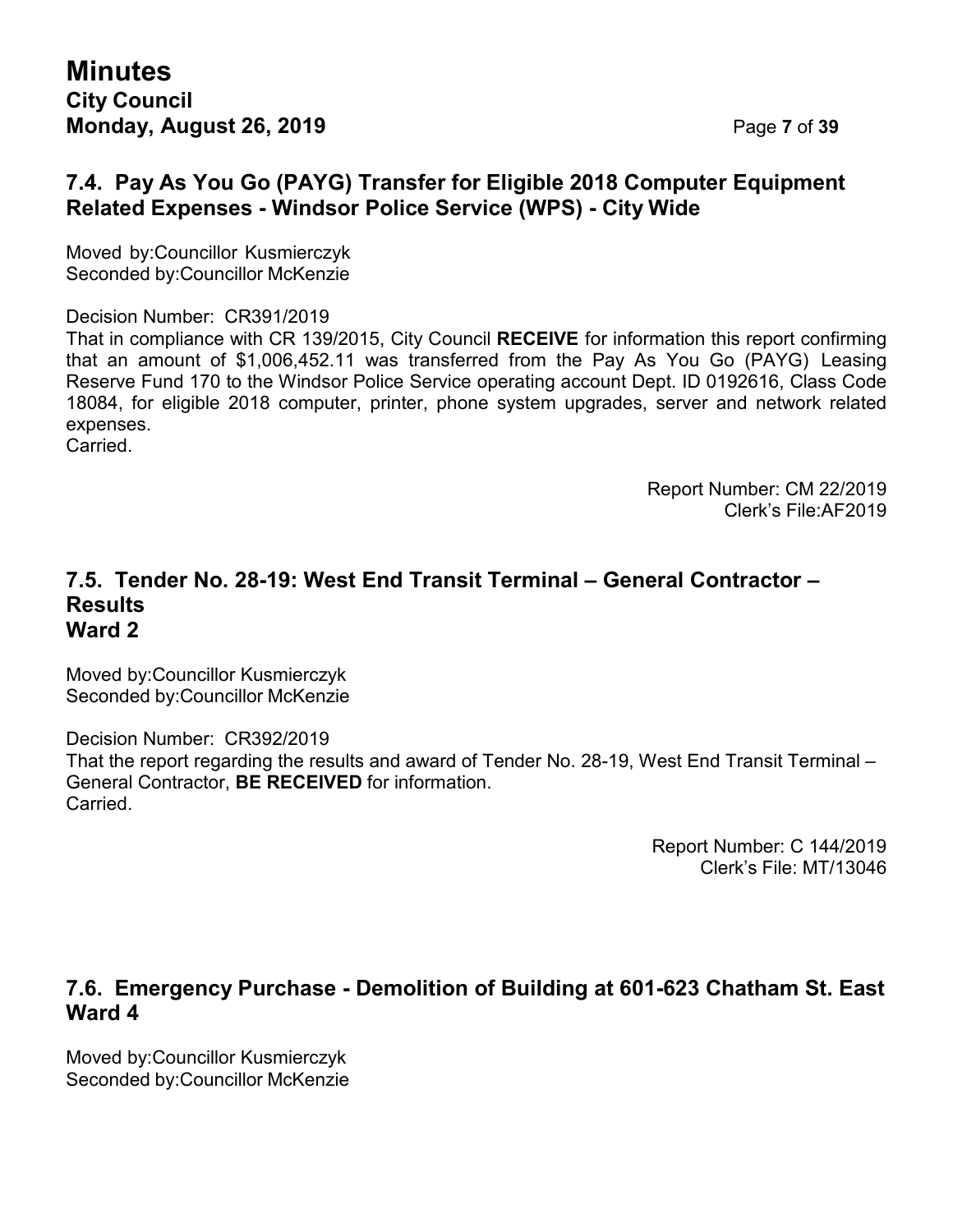## 7.4. Pay As You Go (PAYG) Transfer for Eligible 2018 Computer Equipment Related Expenses - Windsor Police Service (WPS) - City Wide

Moved by:Councillor Kusmierczyk
Seconded by:Councillor McKenzie

Decision Number: CR391/2019
That in compliance with CR 139/2015, City Council **RECEIVE** for information this report confirming that an amount of $1,006,452.11 was transferred from the Pay As You Go (PAYG) Leasing Reserve Fund 170 to the Windsor Police Service operating account Dept. ID 0192616, Class Code 18084, for eligible 2018 computer, printer, phone system upgrades, server and network related expenses.
Carried.

Report Number: CM 22/2019
Clerk's File:AF2019

## 7.5. Tender No. 28-19: West End Transit Terminal – General Contractor – Results Ward 2

Moved by:Councillor Kusmierczyk
Seconded by:Councillor McKenzie

Decision Number: CR392/2019
That the report regarding the results and award of Tender No. 28-19, West End Transit Terminal – General Contractor, **BE RECEIVED** for information.
Carried.

Report Number: C 144/2019
Clerk's File: MT/13046

## 7.6. Emergency Purchase - Demolition of Building at 601-623 Chatham St. East Ward 4

Moved by:Councillor Kusmierczyk
Seconded by:Councillor McKenzie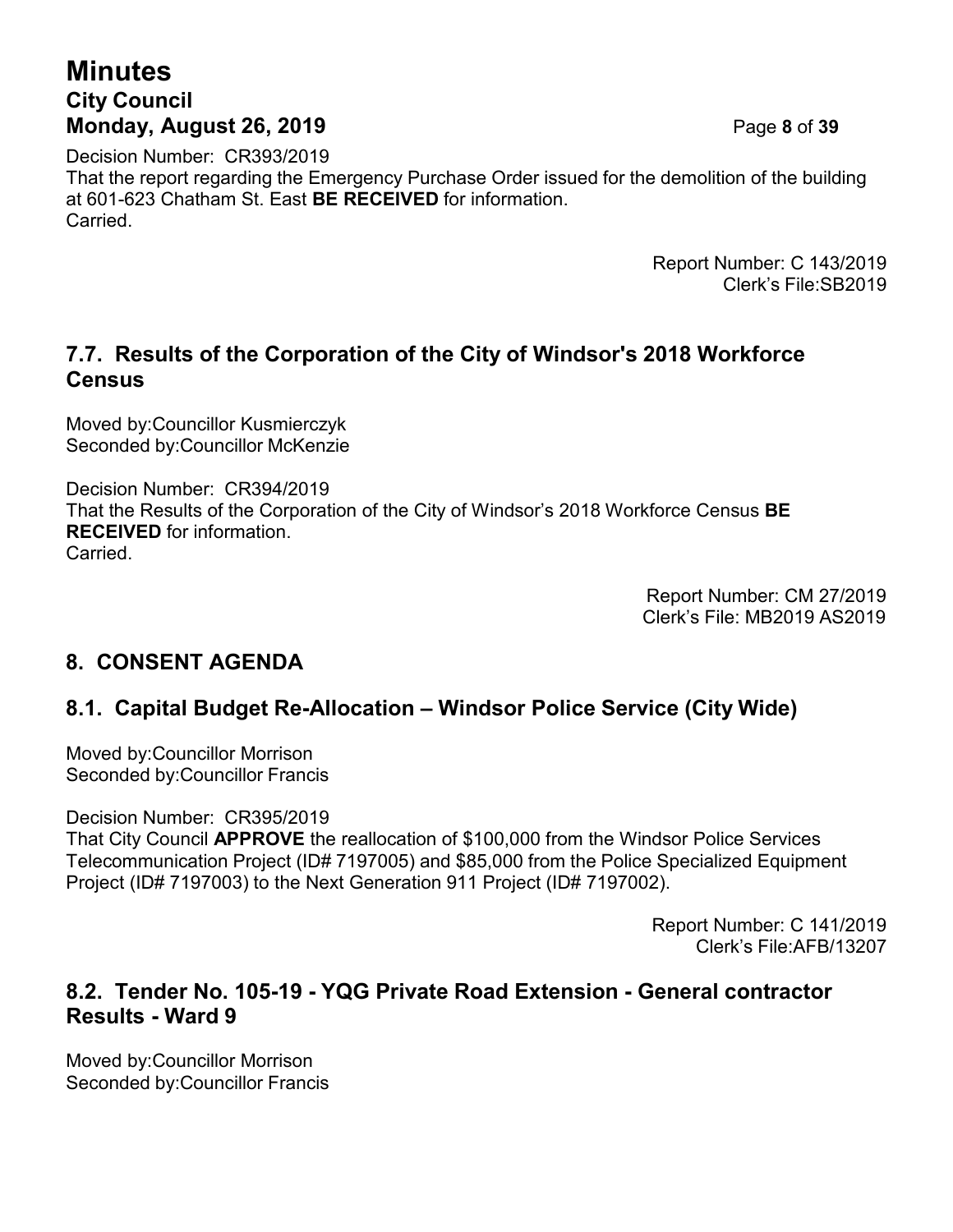Decision Number: CR393/2019
That the report regarding the Emergency Purchase Order issued for the demolition of the building at 601-623 Chatham St. East **BE RECEIVED** for information.
Carried.

Report Number: C 143/2019
Clerk's File:SB2019

## 7.7. Results of the Corporation of the City of Windsor's 2018 Workforce Census

Moved by:Councillor Kusmierczyk
Seconded by:Councillor McKenzie

Decision Number: CR394/2019
That the Results of the Corporation of the City of Windsor's 2018 Workforce Census **BE RECEIVED** for information.
Carried.

Report Number: CM 27/2019
Clerk's File: MB2019 AS2019

## 8. CONSENT AGENDA

## 8.1. Capital Budget Re-Allocation – Windsor Police Service (City Wide)

Moved by:Councillor Morrison
Seconded by:Councillor Francis

Decision Number: CR395/2019
That City Council **APPROVE** the reallocation of $100,000 from the Windsor Police Services Telecommunication Project (ID# 7197005) and $85,000 from the Police Specialized Equipment Project (ID# 7197003) to the Next Generation 911 Project (ID# 7197002).

Report Number: C 141/2019
Clerk's File:AFB/13207

## 8.2. Tender No. 105-19 - YQG Private Road Extension - General contractor Results - Ward 9

Moved by:Councillor Morrison
Seconded by:Councillor Francis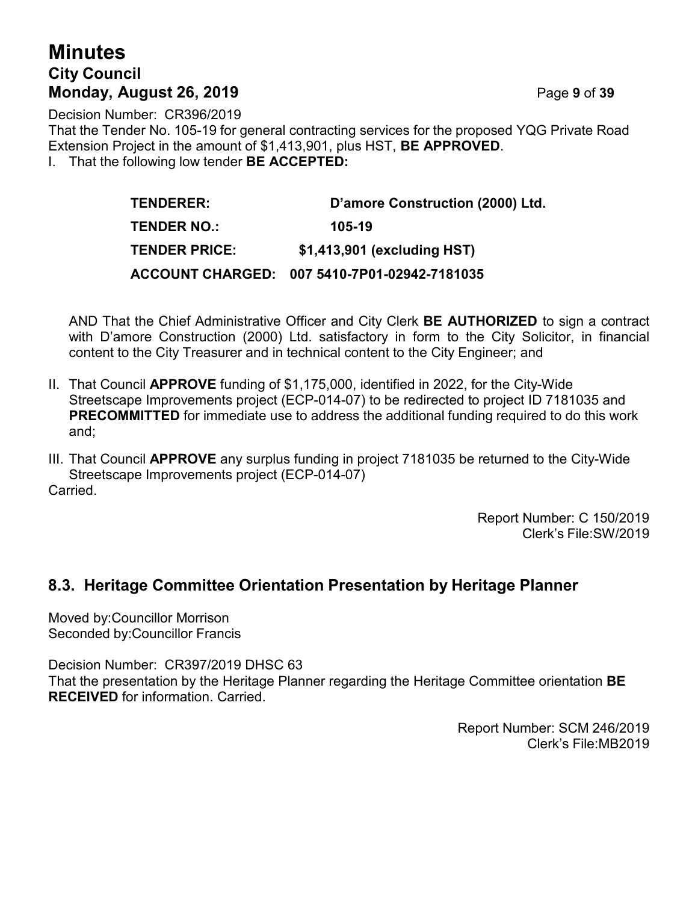Decision Number: CR396/2019
That the Tender No. 105-19 for general contracting services for the proposed YQG Private Road Extension Project in the amount of $1,413,901, plus HST, **BE APPROVED**.

I. That the following low tender **BE ACCEPTED:**

| | |
|---|---|
| **TENDERER:** | **D'amore Construction (2000) Ltd.** |
| **TENDER NO.:** | **105-19** |
| **TENDER PRICE:** | **$1,413,901 (excluding HST)** |
| **ACCOUNT CHARGED:** | **007 5410-7P01-02942-7181035** |

AND That the Chief Administrative Officer and City Clerk **BE AUTHORIZED** to sign a contract with D'amore Construction (2000) Ltd. satisfactory in form to the City Solicitor, in financial content to the City Treasurer and in technical content to the City Engineer; and

II. That Council **APPROVE** funding of $1,175,000, identified in 2022, for the City-Wide Streetscape Improvements project (ECP-014-07) to be redirected to project ID 7181035 and **PRECOMMITTED** for immediate use to address the additional funding required to do this work and;

III. That Council **APPROVE** any surplus funding in project 7181035 be returned to the City-Wide Streetscape Improvements project (ECP-014-07)

Carried.

Report Number: C 150/2019
Clerk's File:SW/2019

## 8.3. Heritage Committee Orientation Presentation by Heritage Planner

Moved by:Councillor Morrison
Seconded by:Councillor Francis

Decision Number: CR397/2019 DHSC 63
That the presentation by the Heritage Planner regarding the Heritage Committee orientation **BE RECEIVED** for information. Carried.

Report Number: SCM 246/2019
Clerk's File:MB2019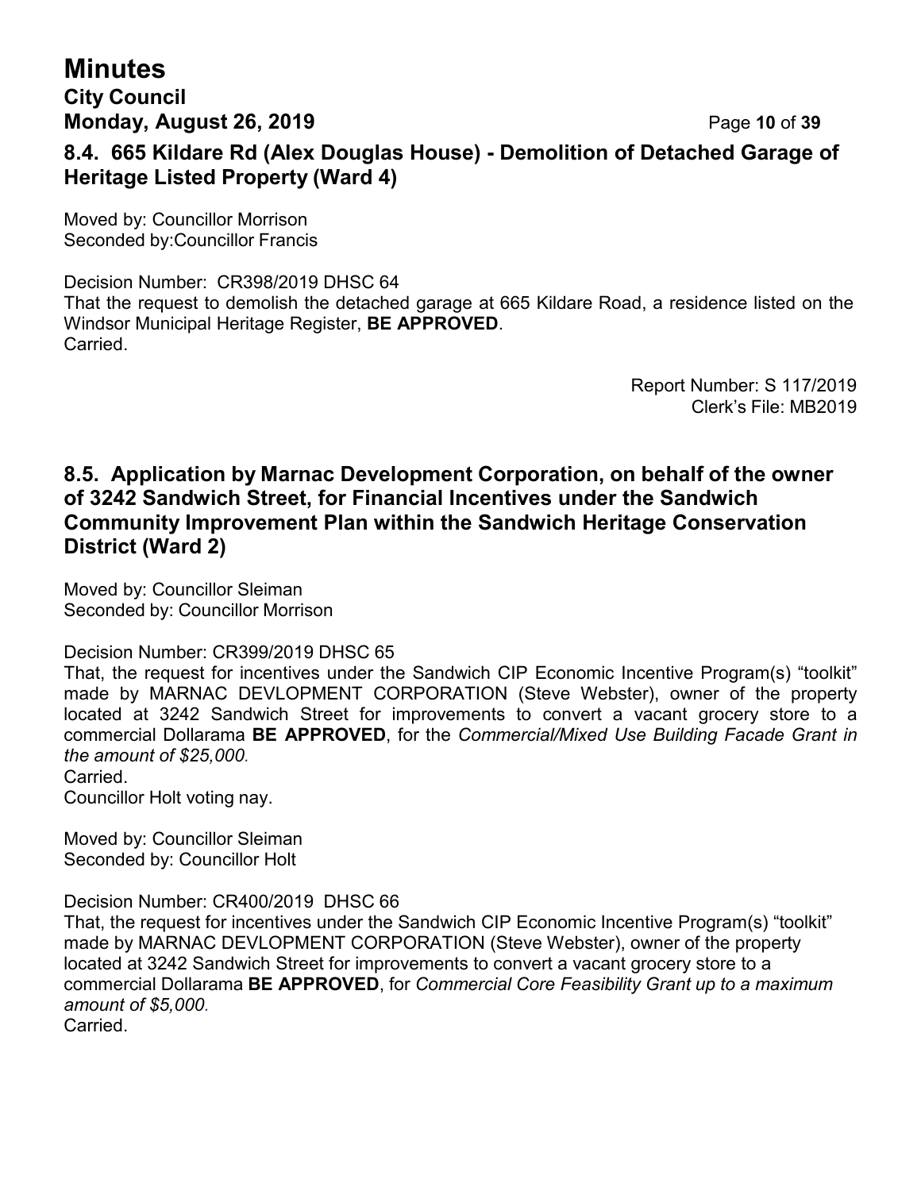### 8.4. 665 Kildare Rd (Alex Douglas House) - Demolition of Detached Garage of Heritage Listed Property (Ward 4)

Moved by: Councillor Morrison
Seconded by:Councillor Francis

Decision Number: CR398/2019 DHSC 64
That the request to demolish the detached garage at 665 Kildare Road, a residence listed on the Windsor Municipal Heritage Register, **BE APPROVED**.
Carried.

Report Number: S 117/2019
Clerk's File: MB2019

### 8.5. Application by Marnac Development Corporation, on behalf of the owner of 3242 Sandwich Street, for Financial Incentives under the Sandwich Community Improvement Plan within the Sandwich Heritage Conservation District (Ward 2)

Moved by: Councillor Sleiman
Seconded by: Councillor Morrison

Decision Number: CR399/2019 DHSC 65
That, the request for incentives under the Sandwich CIP Economic Incentive Program(s) "toolkit" made by MARNAC DEVLOPMENT CORPORATION (Steve Webster), owner of the property located at 3242 Sandwich Street for improvements to convert a vacant grocery store to a commercial Dollarama **BE APPROVED**, for the *Commercial/Mixed Use Building Facade Grant in the amount of $25,000.*
Carried.
Councillor Holt voting nay.

Moved by: Councillor Sleiman
Seconded by: Councillor Holt

Decision Number: CR400/2019 DHSC 66
That, the request for incentives under the Sandwich CIP Economic Incentive Program(s) "toolkit" made by MARNAC DEVLOPMENT CORPORATION (Steve Webster), owner of the property located at 3242 Sandwich Street for improvements to convert a vacant grocery store to a commercial Dollarama **BE APPROVED**, for *Commercial Core Feasibility Grant up to a maximum amount of $5,000.*
Carried.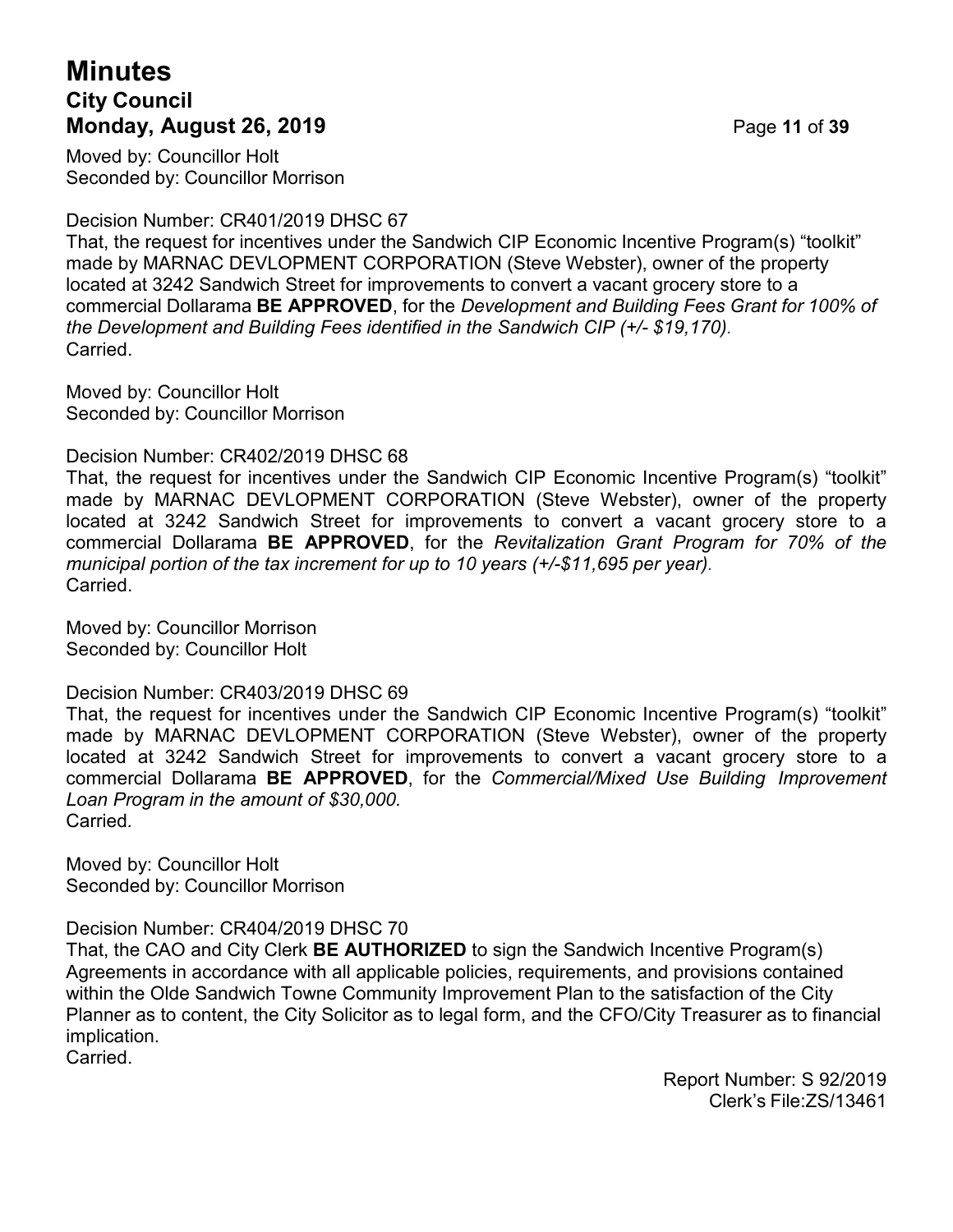Moved by: Councillor Holt
Seconded by: Councillor Morrison

Decision Number: CR401/2019 DHSC 67
That, the request for incentives under the Sandwich CIP Economic Incentive Program(s) "toolkit" made by MARNAC DEVLOPMENT CORPORATION (Steve Webster), owner of the property located at 3242 Sandwich Street for improvements to convert a vacant grocery store to a commercial Dollarama **BE APPROVED**, for the *Development and Building Fees Grant for 100% of the Development and Building Fees identified in the Sandwich CIP (+/- $19,170).*
Carried.

Moved by: Councillor Holt
Seconded by: Councillor Morrison

Decision Number: CR402/2019 DHSC 68
That, the request for incentives under the Sandwich CIP Economic Incentive Program(s) "toolkit" made by MARNAC DEVLOPMENT CORPORATION (Steve Webster), owner of the property located at 3242 Sandwich Street for improvements to convert a vacant grocery store to a commercial Dollarama **BE APPROVED**, for the *Revitalization Grant Program for 70% of the municipal portion of the tax increment for up to 10 years (+/-$11,695 per year).*
Carried.

Moved by: Councillor Morrison
Seconded by: Councillor Holt

Decision Number: CR403/2019 DHSC 69
That, the request for incentives under the Sandwich CIP Economic Incentive Program(s) "toolkit" made by MARNAC DEVLOPMENT CORPORATION (Steve Webster), owner of the property located at 3242 Sandwich Street for improvements to convert a vacant grocery store to a commercial Dollarama **BE APPROVED**, for the *Commercial/Mixed Use Building Improvement Loan Program in the amount of $30,000.*
Carried.

Moved by: Councillor Holt
Seconded by: Councillor Morrison

Decision Number: CR404/2019 DHSC 70
That, the CAO and City Clerk **BE AUTHORIZED** to sign the Sandwich Incentive Program(s) Agreements in accordance with all applicable policies, requirements, and provisions contained within the Olde Sandwich Towne Community Improvement Plan to the satisfaction of the City Planner as to content, the City Solicitor as to legal form, and the CFO/City Treasurer as to financial implication.
Carried.

Report Number: S 92/2019
Clerk's File:ZS/13461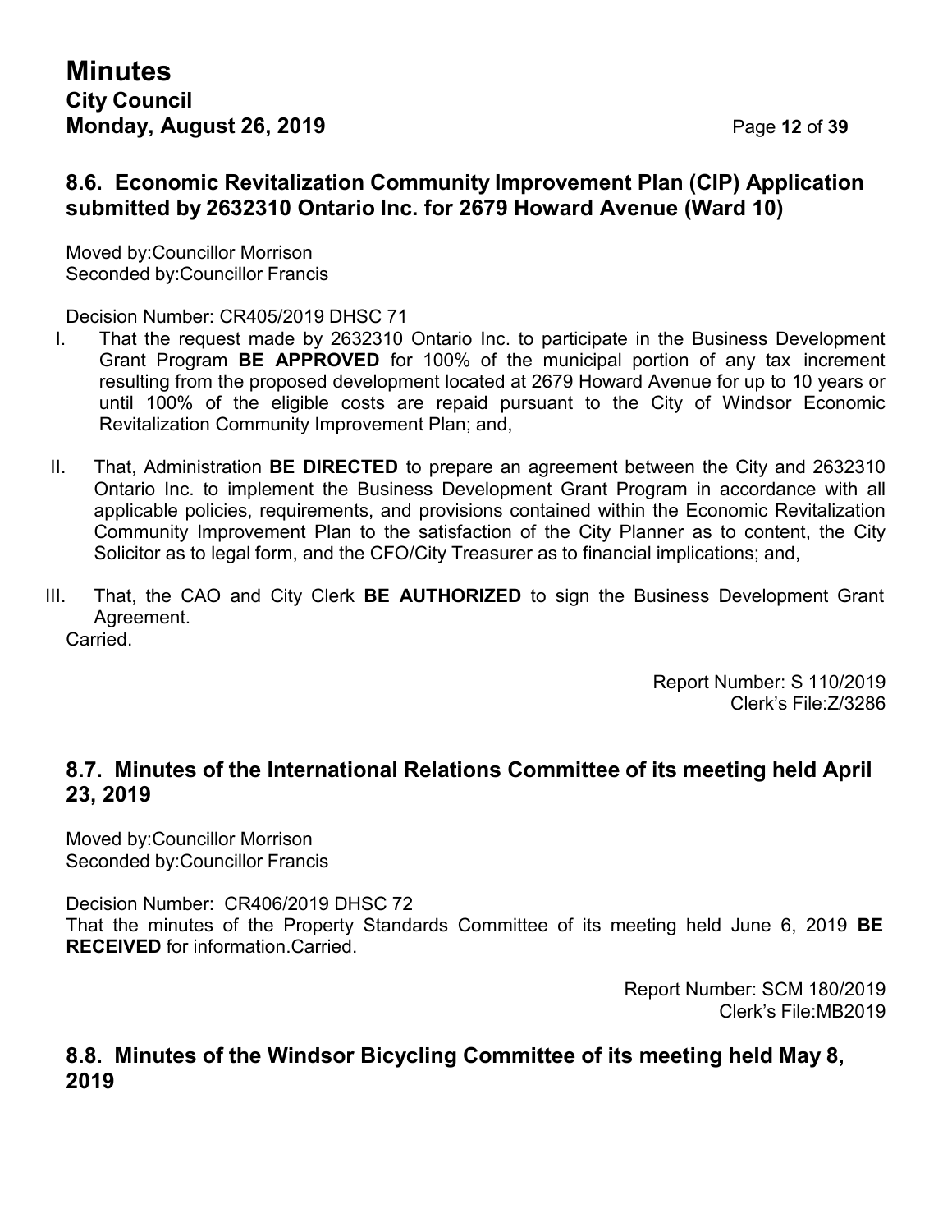### 8.6. Economic Revitalization Community Improvement Plan (CIP) Application submitted by 2632310 Ontario Inc. for 2679 Howard Avenue (Ward 10)

Moved by:Councillor Morrison
Seconded by:Councillor Francis

Decision Number: CR405/2019 DHSC 71

I. That the request made by 2632310 Ontario Inc. to participate in the Business Development Grant Program **BE APPROVED** for 100% of the municipal portion of any tax increment resulting from the proposed development located at 2679 Howard Avenue for up to 10 years or until 100% of the eligible costs are repaid pursuant to the City of Windsor Economic Revitalization Community Improvement Plan; and,

II. That, Administration **BE DIRECTED** to prepare an agreement between the City and 2632310 Ontario Inc. to implement the Business Development Grant Program in accordance with all applicable policies, requirements, and provisions contained within the Economic Revitalization Community Improvement Plan to the satisfaction of the City Planner as to content, the City Solicitor as to legal form, and the CFO/City Treasurer as to financial implications; and,

III. That, the CAO and City Clerk **BE AUTHORIZED** to sign the Business Development Grant Agreement.

Carried.

Report Number: S 110/2019
Clerk's File:Z/3286

### 8.7. Minutes of the International Relations Committee of its meeting held April 23, 2019

Moved by:Councillor Morrison
Seconded by:Councillor Francis

Decision Number: CR406/2019 DHSC 72
That the minutes of the Property Standards Committee of its meeting held June 6, 2019 **BE RECEIVED** for information.Carried.

Report Number: SCM 180/2019
Clerk's File:MB2019

### 8.8. Minutes of the Windsor Bicycling Committee of its meeting held May 8, 2019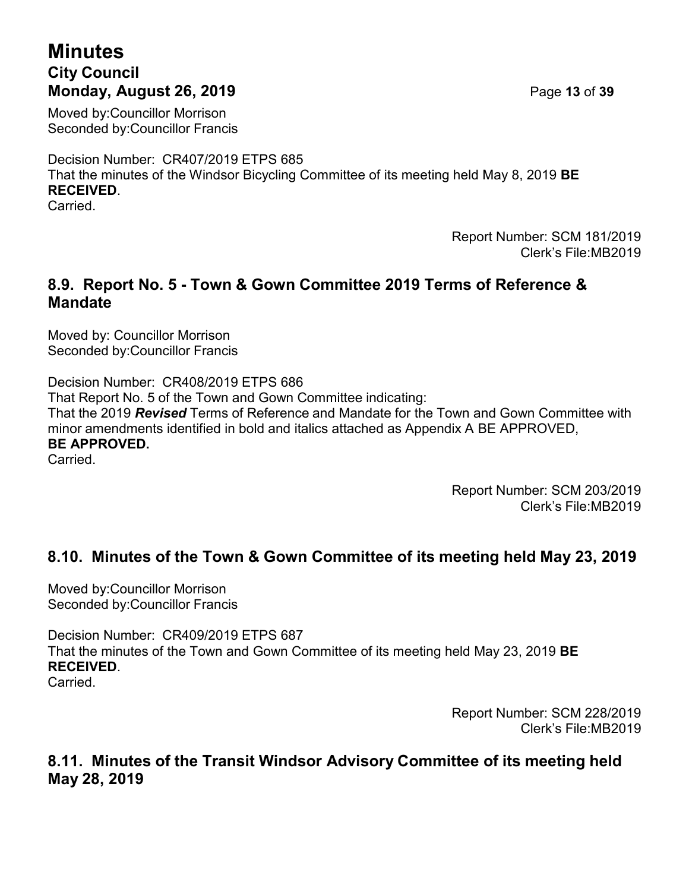Moved by:Councillor Morrison
Seconded by:Councillor Francis

Decision Number: CR407/2019 ETPS 685
That the minutes of the Windsor Bicycling Committee of its meeting held May 8, 2019 **BE RECEIVED**.
Carried.

Report Number: SCM 181/2019
Clerk's File:MB2019

## 8.9. Report No. 5 - Town & Gown Committee 2019 Terms of Reference & Mandate

Moved by: Councillor Morrison
Seconded by:Councillor Francis

Decision Number: CR408/2019 ETPS 686
That Report No. 5 of the Town and Gown Committee indicating:
That the 2019 ***Revised*** Terms of Reference and Mandate for the Town and Gown Committee with minor amendments identified in bold and italics attached as Appendix A BE APPROVED,
**BE APPROVED.**
Carried.

Report Number: SCM 203/2019
Clerk's File:MB2019

## 8.10. Minutes of the Town & Gown Committee of its meeting held May 23, 2019

Moved by:Councillor Morrison
Seconded by:Councillor Francis

Decision Number: CR409/2019 ETPS 687
That the minutes of the Town and Gown Committee of its meeting held May 23, 2019 **BE RECEIVED**.
Carried.

Report Number: SCM 228/2019
Clerk's File:MB2019

## 8.11. Minutes of the Transit Windsor Advisory Committee of its meeting held May 28, 2019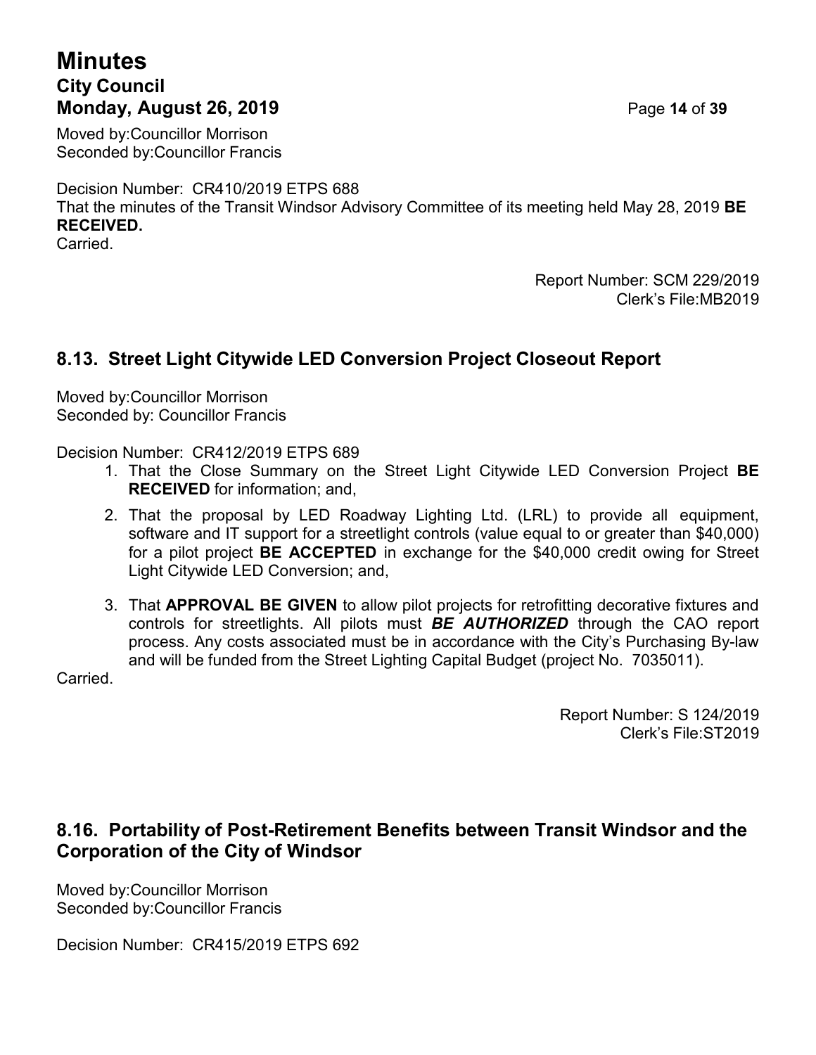Moved by:Councillor Morrison
Seconded by:Councillor Francis

Decision Number: CR410/2019 ETPS 688
That the minutes of the Transit Windsor Advisory Committee of its meeting held May 28, 2019 **BE RECEIVED.**
Carried.

Report Number: SCM 229/2019
Clerk's File:MB2019

## 8.13. Street Light Citywide LED Conversion Project Closeout Report

Moved by:Councillor Morrison
Seconded by: Councillor Francis

Decision Number: CR412/2019 ETPS 689

1. That the Close Summary on the Street Light Citywide LED Conversion Project **BE RECEIVED** for information; and,
2. That the proposal by LED Roadway Lighting Ltd. (LRL) to provide all equipment, software and IT support for a streetlight controls (value equal to or greater than $40,000) for a pilot project **BE ACCEPTED** in exchange for the $40,000 credit owing for Street Light Citywide LED Conversion; and,
3. That **APPROVAL BE GIVEN** to allow pilot projects for retrofitting decorative fixtures and controls for streetlights. All pilots must ***BE AUTHORIZED*** through the CAO report process. Any costs associated must be in accordance with the City's Purchasing By-law and will be funded from the Street Lighting Capital Budget (project No. 7035011).

Carried.

Report Number: S 124/2019
Clerk's File:ST2019

## 8.16. Portability of Post-Retirement Benefits between Transit Windsor and the Corporation of the City of Windsor

Moved by:Councillor Morrison
Seconded by:Councillor Francis

Decision Number: CR415/2019 ETPS 692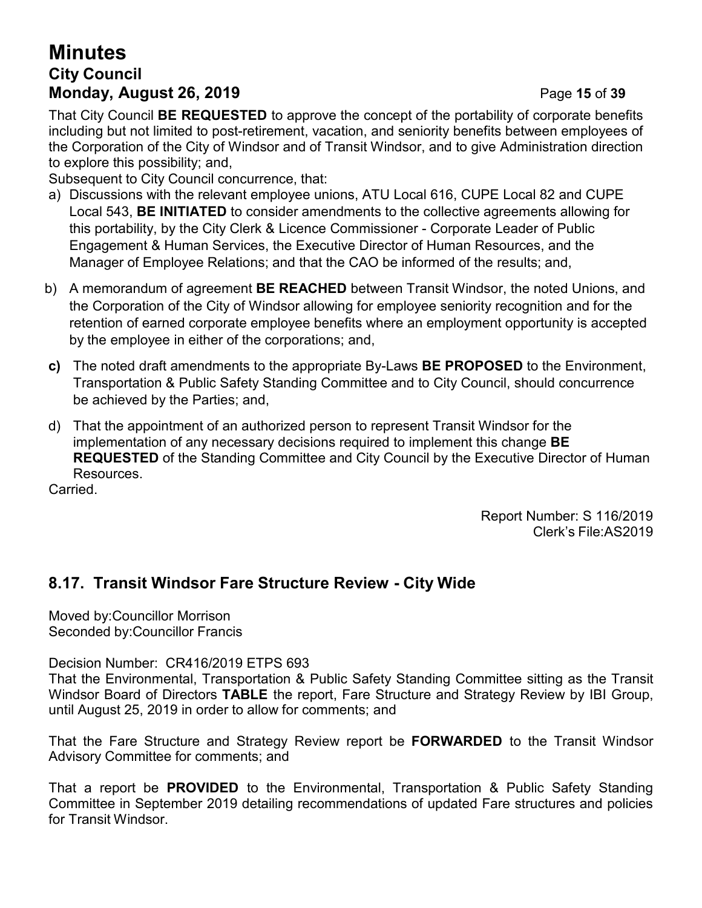That City Council **BE REQUESTED** to approve the concept of the portability of corporate benefits including but not limited to post-retirement, vacation, and seniority benefits between employees of the Corporation of the City of Windsor and of Transit Windsor, and to give Administration direction to explore this possibility; and,

Subsequent to City Council concurrence, that:

a) Discussions with the relevant employee unions, ATU Local 616, CUPE Local 82 and CUPE Local 543, **BE INITIATED** to consider amendments to the collective agreements allowing for this portability, by the City Clerk & Licence Commissioner - Corporate Leader of Public Engagement & Human Services, the Executive Director of Human Resources, and the Manager of Employee Relations; and that the CAO be informed of the results; and,

b) A memorandum of agreement **BE REACHED** between Transit Windsor, the noted Unions, and the Corporation of the City of Windsor allowing for employee seniority recognition and for the retention of earned corporate employee benefits where an employment opportunity is accepted by the employee in either of the corporations; and,

**c)** The noted draft amendments to the appropriate By-Laws **BE PROPOSED** to the Environment, Transportation & Public Safety Standing Committee and to City Council, should concurrence be achieved by the Parties; and,

d) That the appointment of an authorized person to represent Transit Windsor for the implementation of any necessary decisions required to implement this change **BE REQUESTED** of the Standing Committee and City Council by the Executive Director of Human Resources.

Carried.

Report Number: S 116/2019
Clerk's File:AS2019

## 8.17. Transit Windsor Fare Structure Review - City Wide

Moved by:Councillor Morrison
Seconded by:Councillor Francis

Decision Number: CR416/2019 ETPS 693

That the Environmental, Transportation & Public Safety Standing Committee sitting as the Transit Windsor Board of Directors **TABLE** the report, Fare Structure and Strategy Review by IBI Group, until August 25, 2019 in order to allow for comments; and

That the Fare Structure and Strategy Review report be **FORWARDED** to the Transit Windsor Advisory Committee for comments; and

That a report be **PROVIDED** to the Environmental, Transportation & Public Safety Standing Committee in September 2019 detailing recommendations of updated Fare structures and policies for Transit Windsor.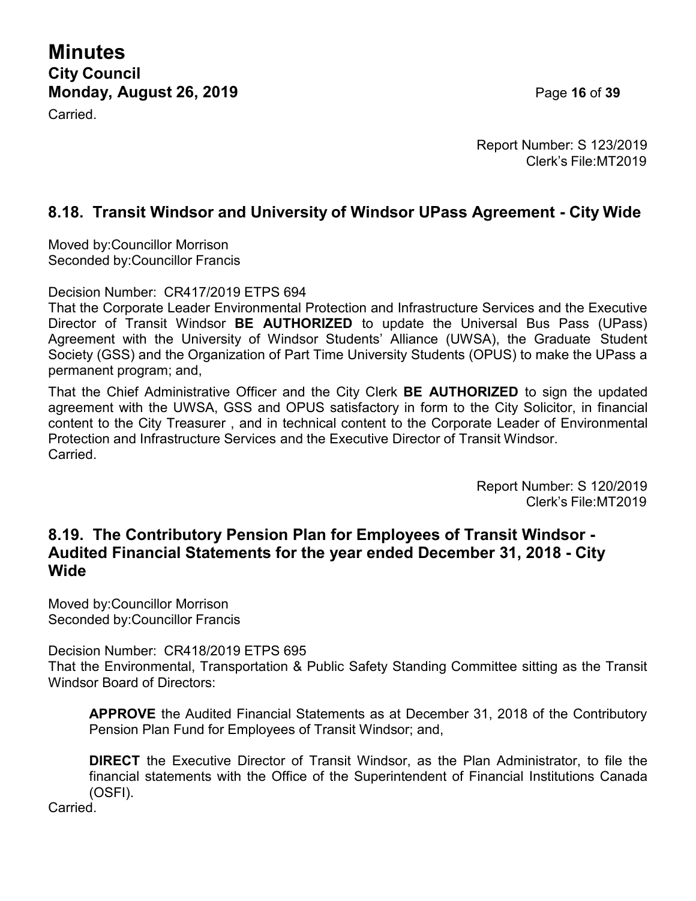Carried.

Report Number: S 123/2019
Clerk's File:MT2019

### 8.18. Transit Windsor and University of Windsor UPass Agreement - City Wide

Moved by:Councillor Morrison
Seconded by:Councillor Francis

Decision Number: CR417/2019 ETPS 694
That the Corporate Leader Environmental Protection and Infrastructure Services and the Executive Director of Transit Windsor **BE AUTHORIZED** to update the Universal Bus Pass (UPass) Agreement with the University of Windsor Students' Alliance (UWSA), the Graduate Student Society (GSS) and the Organization of Part Time University Students (OPUS) to make the UPass a permanent program; and,

That the Chief Administrative Officer and the City Clerk **BE AUTHORIZED** to sign the updated agreement with the UWSA, GSS and OPUS satisfactory in form to the City Solicitor, in financial content to the City Treasurer , and in technical content to the Corporate Leader of Environmental Protection and Infrastructure Services and the Executive Director of Transit Windsor.
Carried.

Report Number: S 120/2019
Clerk's File:MT2019

### 8.19. The Contributory Pension Plan for Employees of Transit Windsor - Audited Financial Statements for the year ended December 31, 2018 - City Wide

Moved by:Councillor Morrison
Seconded by:Councillor Francis

Decision Number: CR418/2019 ETPS 695
That the Environmental, Transportation & Public Safety Standing Committee sitting as the Transit Windsor Board of Directors:

> **APPROVE** the Audited Financial Statements as at December 31, 2018 of the Contributory Pension Plan Fund for Employees of Transit Windsor; and,
>
> **DIRECT** the Executive Director of Transit Windsor, as the Plan Administrator, to file the financial statements with the Office of the Superintendent of Financial Institutions Canada (OSFI).

Carried.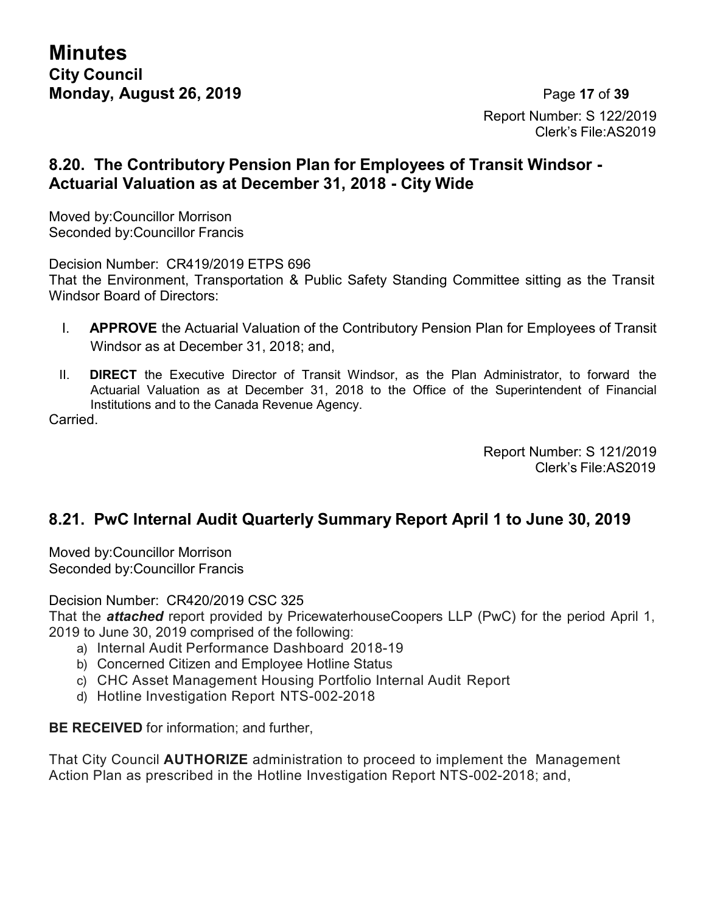Report Number: S 122/2019
Clerk's File:AS2019

## 8.20. The Contributory Pension Plan for Employees of Transit Windsor - Actuarial Valuation as at December 31, 2018 - City Wide

Moved by:Councillor Morrison
Seconded by:Councillor Francis

Decision Number: CR419/2019 ETPS 696
That the Environment, Transportation & Public Safety Standing Committee sitting as the Transit Windsor Board of Directors:

I. **APPROVE** the Actuarial Valuation of the Contributory Pension Plan for Employees of Transit Windsor as at December 31, 2018; and,

II. **DIRECT** the Executive Director of Transit Windsor, as the Plan Administrator, to forward the Actuarial Valuation as at December 31, 2018 to the Office of the Superintendent of Financial Institutions and to the Canada Revenue Agency.

Carried.

Report Number: S 121/2019
Clerk's File:AS2019

## 8.21. PwC Internal Audit Quarterly Summary Report April 1 to June 30, 2019

Moved by:Councillor Morrison
Seconded by:Councillor Francis

Decision Number: CR420/2019 CSC 325
That the ***attached*** report provided by PricewaterhouseCoopers LLP (PwC) for the period April 1, 2019 to June 30, 2019 comprised of the following:

a) Internal Audit Performance Dashboard 2018-19
b) Concerned Citizen and Employee Hotline Status
c) CHC Asset Management Housing Portfolio Internal Audit Report
d) Hotline Investigation Report NTS-002-2018

**BE RECEIVED** for information; and further,

That City Council **AUTHORIZE** administration to proceed to implement the Management Action Plan as prescribed in the Hotline Investigation Report NTS-002-2018; and,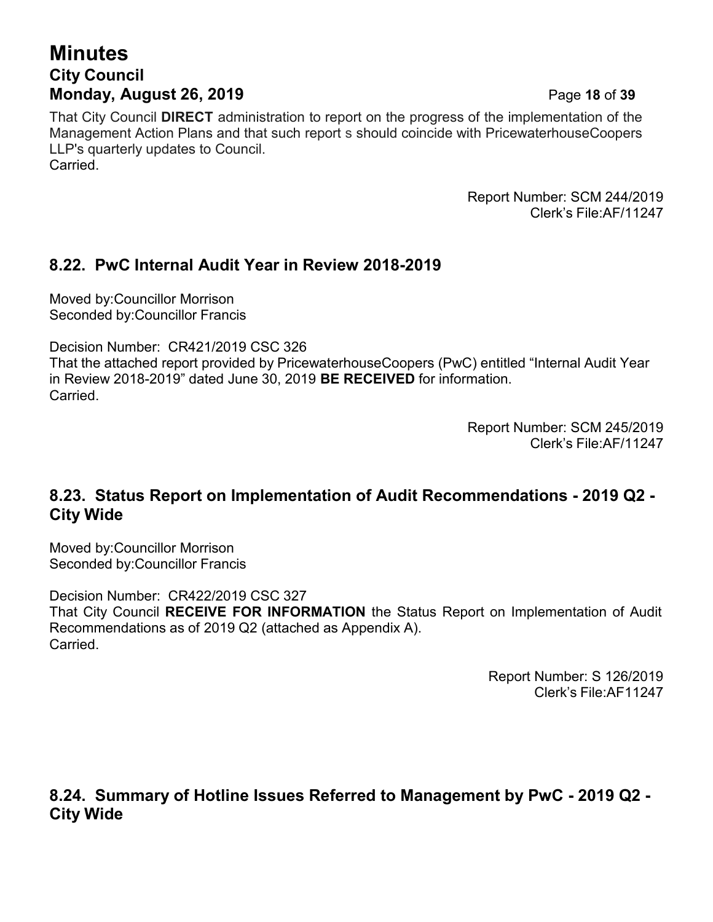That City Council **DIRECT** administration to report on the progress of the implementation of the Management Action Plans and that such report s should coincide with PricewaterhouseCoopers LLP's quarterly updates to Council.
Carried.

Report Number: SCM 244/2019
Clerk's File:AF/11247

## 8.22. PwC Internal Audit Year in Review 2018-2019

Moved by:Councillor Morrison
Seconded by:Councillor Francis

Decision Number: CR421/2019 CSC 326
That the attached report provided by PricewaterhouseCoopers (PwC) entitled "Internal Audit Year in Review 2018-2019" dated June 30, 2019 **BE RECEIVED** for information.
Carried.

Report Number: SCM 245/2019
Clerk's File:AF/11247

## 8.23. Status Report on Implementation of Audit Recommendations - 2019 Q2 - City Wide

Moved by:Councillor Morrison
Seconded by:Councillor Francis

Decision Number: CR422/2019 CSC 327
That City Council **RECEIVE FOR INFORMATION** the Status Report on Implementation of Audit Recommendations as of 2019 Q2 (attached as Appendix A).
Carried.

Report Number: S 126/2019
Clerk's File:AF11247

## 8.24. Summary of Hotline Issues Referred to Management by PwC - 2019 Q2 - City Wide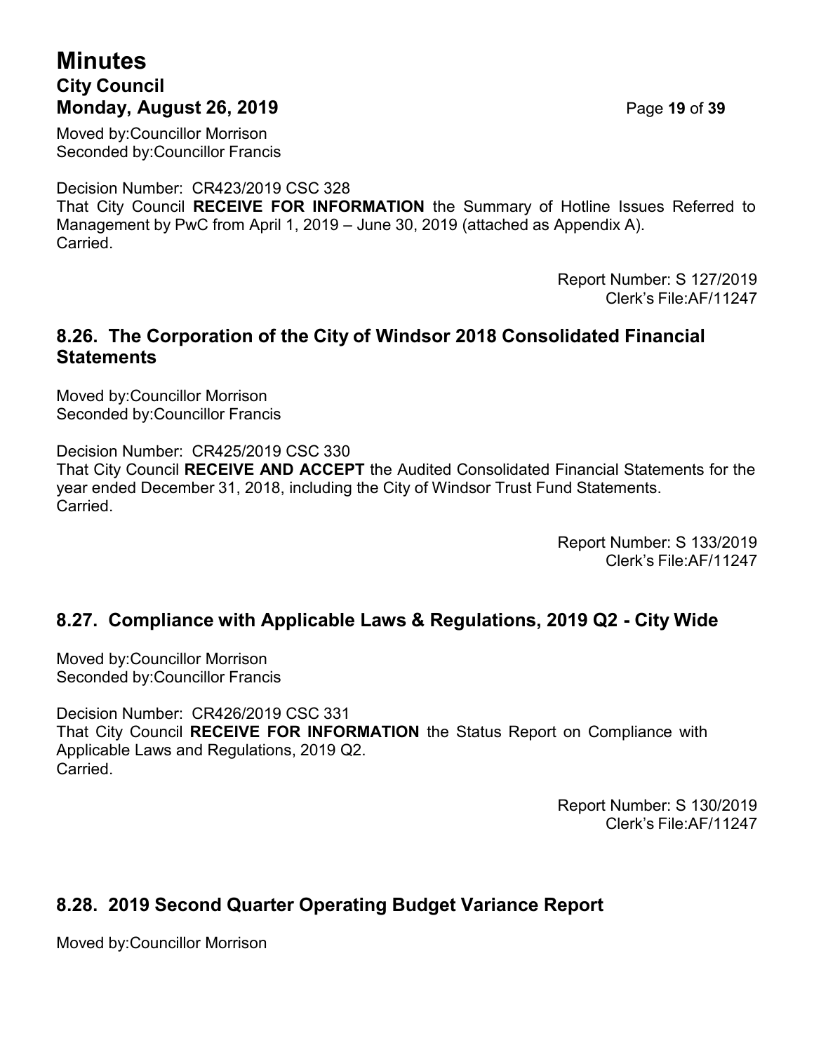Moved by:Councillor Morrison
Seconded by:Councillor Francis

Decision Number: CR423/2019 CSC 328
That City Council **RECEIVE FOR INFORMATION** the Summary of Hotline Issues Referred to Management by PwC from April 1, 2019 – June 30, 2019 (attached as Appendix A).
Carried.

Report Number: S 127/2019
Clerk's File:AF/11247

## 8.26. The Corporation of the City of Windsor 2018 Consolidated Financial Statements

Moved by:Councillor Morrison
Seconded by:Councillor Francis

Decision Number: CR425/2019 CSC 330
That City Council **RECEIVE AND ACCEPT** the Audited Consolidated Financial Statements for the year ended December 31, 2018, including the City of Windsor Trust Fund Statements.
Carried.

Report Number: S 133/2019
Clerk's File:AF/11247

## 8.27. Compliance with Applicable Laws & Regulations, 2019 Q2 - City Wide

Moved by:Councillor Morrison
Seconded by:Councillor Francis

Decision Number: CR426/2019 CSC 331
That City Council **RECEIVE FOR INFORMATION** the Status Report on Compliance with Applicable Laws and Regulations, 2019 Q2.
Carried.

Report Number: S 130/2019
Clerk's File:AF/11247

## 8.28. 2019 Second Quarter Operating Budget Variance Report

Moved by:Councillor Morrison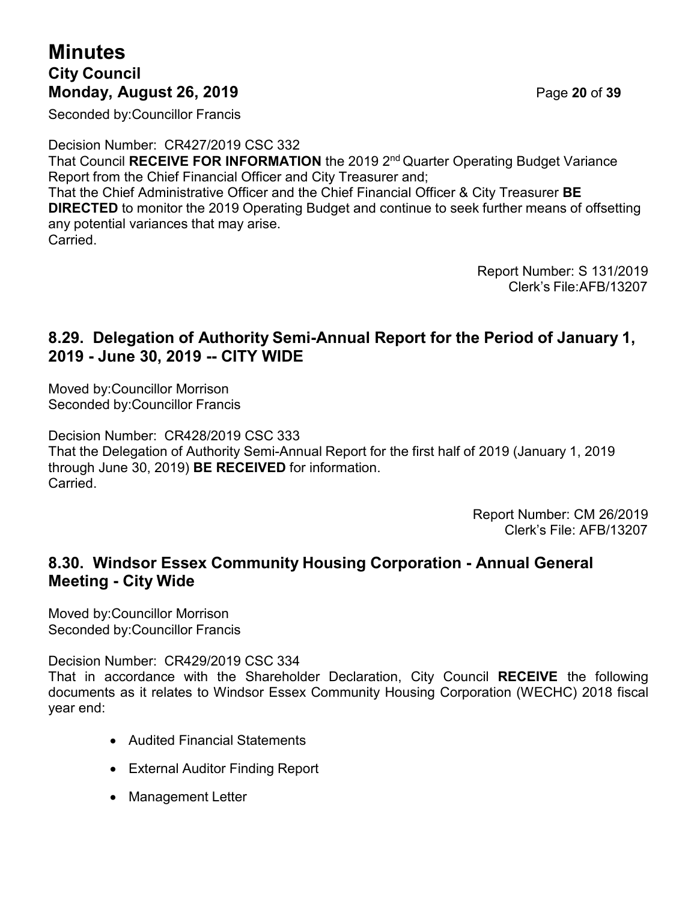Seconded by:Councillor Francis

Decision Number: CR427/2019 CSC 332
That Council **RECEIVE FOR INFORMATION** the 2019 2nd Quarter Operating Budget Variance Report from the Chief Financial Officer and City Treasurer and;
That the Chief Administrative Officer and the Chief Financial Officer & City Treasurer **BE DIRECTED** to monitor the 2019 Operating Budget and continue to seek further means of offsetting any potential variances that may arise.
Carried.

Report Number: S 131/2019
Clerk's File:AFB/13207

## 8.29. Delegation of Authority Semi-Annual Report for the Period of January 1, 2019 - June 30, 2019 -- CITY WIDE

Moved by:Councillor Morrison
Seconded by:Councillor Francis

Decision Number: CR428/2019 CSC 333
That the Delegation of Authority Semi-Annual Report for the first half of 2019 (January 1, 2019 through June 30, 2019) **BE RECEIVED** for information.
Carried.

Report Number: CM 26/2019
Clerk's File: AFB/13207

## 8.30. Windsor Essex Community Housing Corporation - Annual General Meeting - City Wide

Moved by:Councillor Morrison
Seconded by:Councillor Francis

Decision Number: CR429/2019 CSC 334
That in accordance with the Shareholder Declaration, City Council **RECEIVE** the following documents as it relates to Windsor Essex Community Housing Corporation (WECHC) 2018 fiscal year end:

- Audited Financial Statements
- External Auditor Finding Report
- Management Letter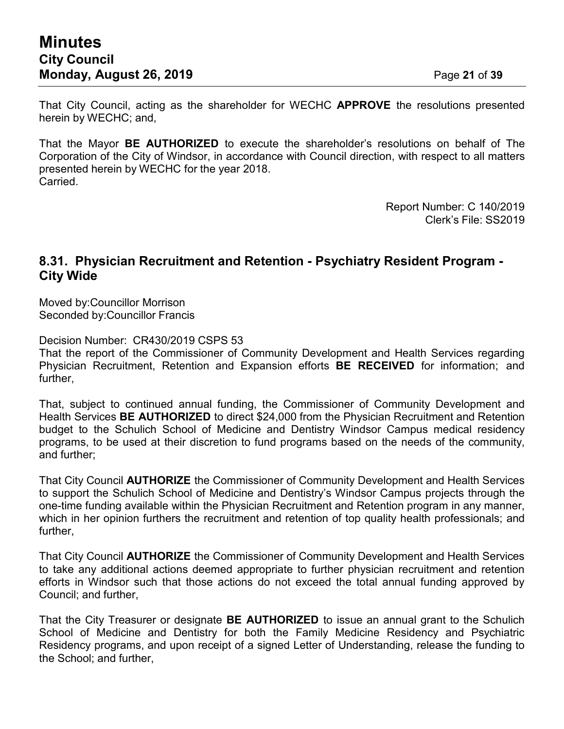That City Council, acting as the shareholder for WECHC **APPROVE** the resolutions presented herein by WECHC; and,

That the Mayor **BE AUTHORIZED** to execute the shareholder's resolutions on behalf of The Corporation of the City of Windsor, in accordance with Council direction, with respect to all matters presented herein by WECHC for the year 2018.
Carried.

Report Number: C 140/2019
Clerk's File: SS2019

## 8.31. Physician Recruitment and Retention - Psychiatry Resident Program - City Wide

Moved by:Councillor Morrison
Seconded by:Councillor Francis

Decision Number: CR430/2019 CSPS 53
That the report of the Commissioner of Community Development and Health Services regarding Physician Recruitment, Retention and Expansion efforts **BE RECEIVED** for information; and further,

That, subject to continued annual funding, the Commissioner of Community Development and Health Services **BE AUTHORIZED** to direct $24,000 from the Physician Recruitment and Retention budget to the Schulich School of Medicine and Dentistry Windsor Campus medical residency programs, to be used at their discretion to fund programs based on the needs of the community, and further;

That City Council **AUTHORIZE** the Commissioner of Community Development and Health Services to support the Schulich School of Medicine and Dentistry's Windsor Campus projects through the one-time funding available within the Physician Recruitment and Retention program in any manner, which in her opinion furthers the recruitment and retention of top quality health professionals; and further,

That City Council **AUTHORIZE** the Commissioner of Community Development and Health Services to take any additional actions deemed appropriate to further physician recruitment and retention efforts in Windsor such that those actions do not exceed the total annual funding approved by Council; and further,

That the City Treasurer or designate **BE AUTHORIZED** to issue an annual grant to the Schulich School of Medicine and Dentistry for both the Family Medicine Residency and Psychiatric Residency programs, and upon receipt of a signed Letter of Understanding, release the funding to the School; and further,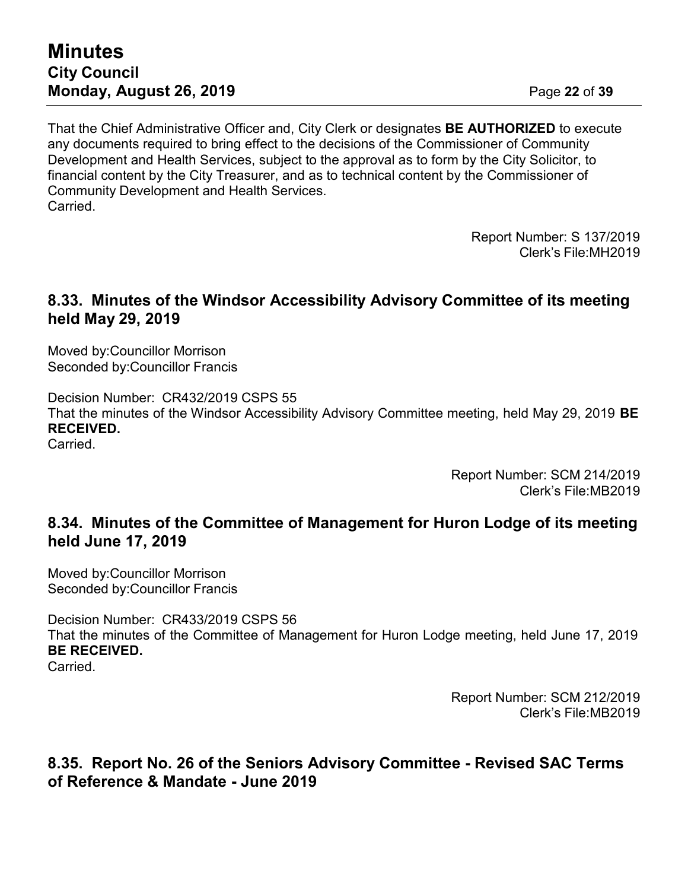That the Chief Administrative Officer and, City Clerk or designates **BE AUTHORIZED** to execute any documents required to bring effect to the decisions of the Commissioner of Community Development and Health Services, subject to the approval as to form by the City Solicitor, to financial content by the City Treasurer, and as to technical content by the Commissioner of Community Development and Health Services.
Carried.

Report Number: S 137/2019
Clerk's File:MH2019

## 8.33. Minutes of the Windsor Accessibility Advisory Committee of its meeting held May 29, 2019

Moved by:Councillor Morrison
Seconded by:Councillor Francis

Decision Number: CR432/2019 CSPS 55
That the minutes of the Windsor Accessibility Advisory Committee meeting, held May 29, 2019 **BE RECEIVED.**
Carried.

Report Number: SCM 214/2019
Clerk's File:MB2019

## 8.34. Minutes of the Committee of Management for Huron Lodge of its meeting held June 17, 2019

Moved by:Councillor Morrison
Seconded by:Councillor Francis

Decision Number: CR433/2019 CSPS 56
That the minutes of the Committee of Management for Huron Lodge meeting, held June 17, 2019 **BE RECEIVED.**
Carried.

Report Number: SCM 212/2019
Clerk's File:MB2019

## 8.35. Report No. 26 of the Seniors Advisory Committee - Revised SAC Terms of Reference & Mandate - June 2019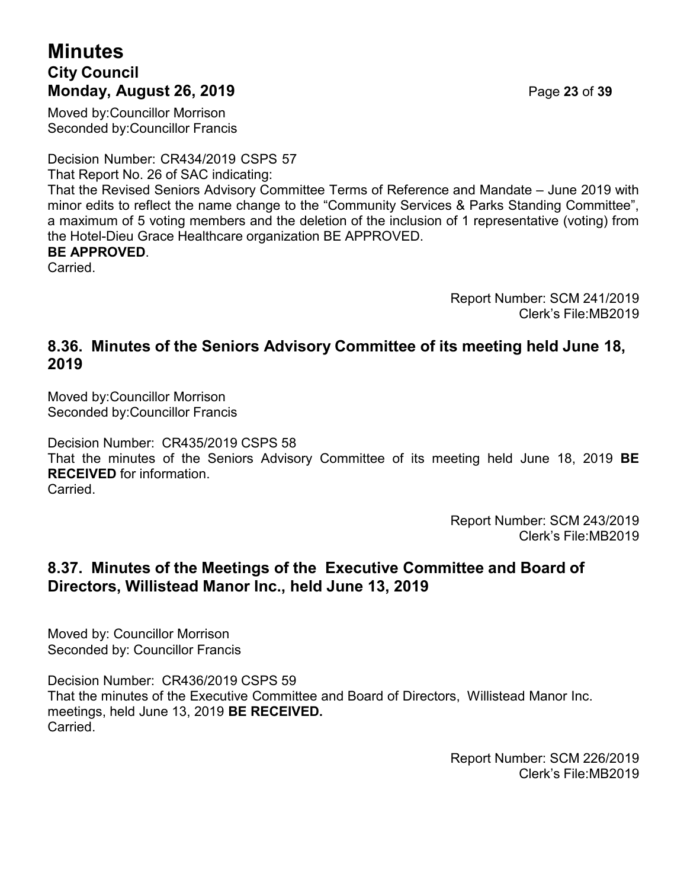Moved by:Councillor Morrison
Seconded by:Councillor Francis

Decision Number: CR434/2019 CSPS 57
That Report No. 26 of SAC indicating:
That the Revised Seniors Advisory Committee Terms of Reference and Mandate – June 2019 with minor edits to reflect the name change to the "Community Services & Parks Standing Committee", a maximum of 5 voting members and the deletion of the inclusion of 1 representative (voting) from the Hotel-Dieu Grace Healthcare organization BE APPROVED.
**BE APPROVED**.
Carried.

Report Number: SCM 241/2019
Clerk's File:MB2019

## 8.36. Minutes of the Seniors Advisory Committee of its meeting held June 18, 2019

Moved by:Councillor Morrison
Seconded by:Councillor Francis

Decision Number: CR435/2019 CSPS 58
That the minutes of the Seniors Advisory Committee of its meeting held June 18, 2019 **BE RECEIVED** for information.
Carried.

Report Number: SCM 243/2019
Clerk's File:MB2019

## 8.37. Minutes of the Meetings of the Executive Committee and Board of Directors, Willistead Manor Inc., held June 13, 2019

Moved by: Councillor Morrison
Seconded by: Councillor Francis

Decision Number: CR436/2019 CSPS 59
That the minutes of the Executive Committee and Board of Directors, Willistead Manor Inc. meetings, held June 13, 2019 **BE RECEIVED.**
Carried.

Report Number: SCM 226/2019
Clerk's File:MB2019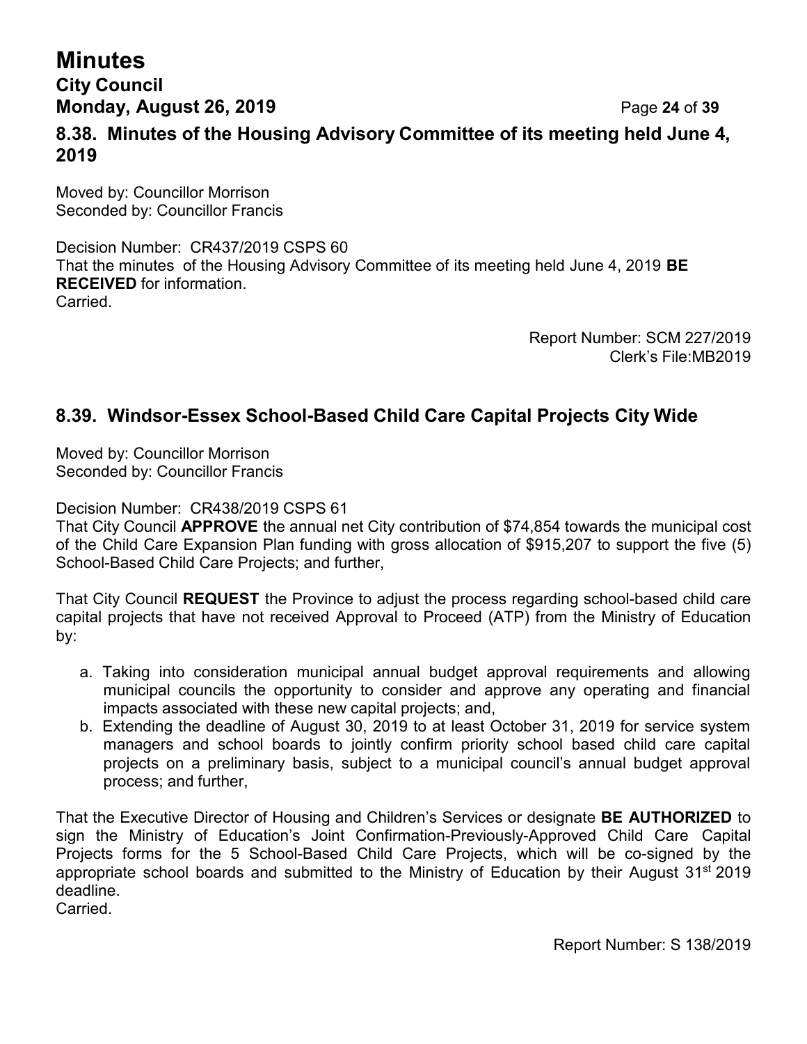### 8.38. Minutes of the Housing Advisory Committee of its meeting held June 4, 2019

Moved by: Councillor Morrison
Seconded by: Councillor Francis

Decision Number: CR437/2019 CSPS 60
That the minutes of the Housing Advisory Committee of its meeting held June 4, 2019 **BE RECEIVED** for information.
Carried.

Report Number: SCM 227/2019
Clerk's File:MB2019

### 8.39. Windsor-Essex School-Based Child Care Capital Projects City Wide

Moved by: Councillor Morrison
Seconded by: Councillor Francis

Decision Number: CR438/2019 CSPS 61
That City Council **APPROVE** the annual net City contribution of $74,854 towards the municipal cost of the Child Care Expansion Plan funding with gross allocation of $915,207 to support the five (5) School-Based Child Care Projects; and further,

That City Council **REQUEST** the Province to adjust the process regarding school-based child care capital projects that have not received Approval to Proceed (ATP) from the Ministry of Education by:

a. Taking into consideration municipal annual budget approval requirements and allowing municipal councils the opportunity to consider and approve any operating and financial impacts associated with these new capital projects; and,
b. Extending the deadline of August 30, 2019 to at least October 31, 2019 for service system managers and school boards to jointly confirm priority school based child care capital projects on a preliminary basis, subject to a municipal council's annual budget approval process; and further,

That the Executive Director of Housing and Children's Services or designate **BE AUTHORIZED** to sign the Ministry of Education's Joint Confirmation-Previously-Approved Child Care Capital Projects forms for the 5 School-Based Child Care Projects, which will be co-signed by the appropriate school boards and submitted to the Ministry of Education by their August 31st 2019 deadline.
Carried.

Report Number: S 138/2019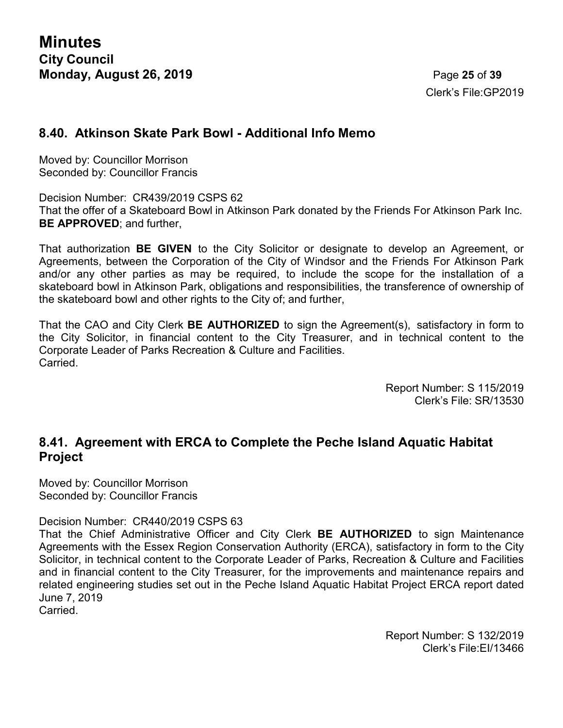## 8.40. Atkinson Skate Park Bowl - Additional Info Memo

Moved by: Councillor Morrison
Seconded by: Councillor Francis

Decision Number: CR439/2019 CSPS 62
That the offer of a Skateboard Bowl in Atkinson Park donated by the Friends For Atkinson Park Inc. **BE APPROVED**; and further,

That authorization **BE GIVEN** to the City Solicitor or designate to develop an Agreement, or Agreements, between the Corporation of the City of Windsor and the Friends For Atkinson Park and/or any other parties as may be required, to include the scope for the installation of a skateboard bowl in Atkinson Park, obligations and responsibilities, the transference of ownership of the skateboard bowl and other rights to the City of; and further,

That the CAO and City Clerk **BE AUTHORIZED** to sign the Agreement(s), satisfactory in form to the City Solicitor, in financial content to the City Treasurer, and in technical content to the Corporate Leader of Parks Recreation & Culture and Facilities.
Carried.

Report Number: S 115/2019
Clerk's File: SR/13530

## 8.41. Agreement with ERCA to Complete the Peche Island Aquatic Habitat Project

Moved by: Councillor Morrison
Seconded by: Councillor Francis

Decision Number: CR440/2019 CSPS 63
That the Chief Administrative Officer and City Clerk **BE AUTHORIZED** to sign Maintenance Agreements with the Essex Region Conservation Authority (ERCA), satisfactory in form to the City Solicitor, in technical content to the Corporate Leader of Parks, Recreation & Culture and Facilities and in financial content to the City Treasurer, for the improvements and maintenance repairs and related engineering studies set out in the Peche Island Aquatic Habitat Project ERCA report dated June 7, 2019
Carried.

Report Number: S 132/2019
Clerk's File:EI/13466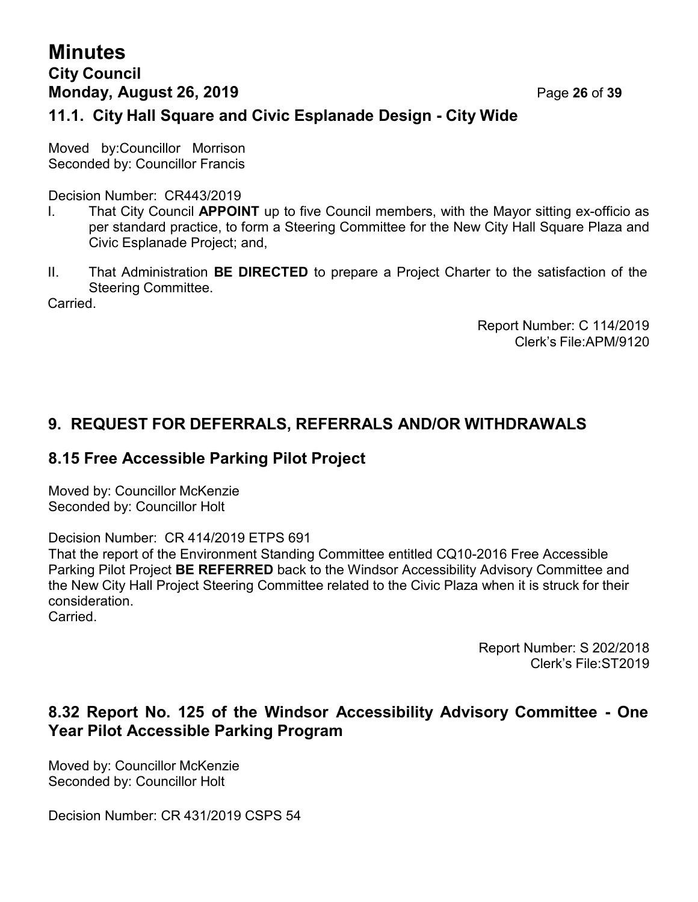## 11.1. City Hall Square and Civic Esplanade Design - City Wide

Moved by:Councillor Morrison
Seconded by: Councillor Francis

Decision Number: CR443/2019

I. That City Council **APPOINT** up to five Council members, with the Mayor sitting ex-officio as per standard practice, to form a Steering Committee for the New City Hall Square Plaza and Civic Esplanade Project; and,

II. That Administration **BE DIRECTED** to prepare a Project Charter to the satisfaction of the Steering Committee.

Carried.

Report Number: C 114/2019
Clerk's File:APM/9120

## 9. REQUEST FOR DEFERRALS, REFERRALS AND/OR WITHDRAWALS

## 8.15 Free Accessible Parking Pilot Project

Moved by: Councillor McKenzie
Seconded by: Councillor Holt

Decision Number: CR 414/2019 ETPS 691
That the report of the Environment Standing Committee entitled CQ10-2016 Free Accessible Parking Pilot Project **BE REFERRED** back to the Windsor Accessibility Advisory Committee and the New City Hall Project Steering Committee related to the Civic Plaza when it is struck for their consideration.
Carried.

Report Number: S 202/2018
Clerk's File:ST2019

## 8.32 Report No. 125 of the Windsor Accessibility Advisory Committee - One Year Pilot Accessible Parking Program

Moved by: Councillor McKenzie
Seconded by: Councillor Holt

Decision Number: CR 431/2019 CSPS 54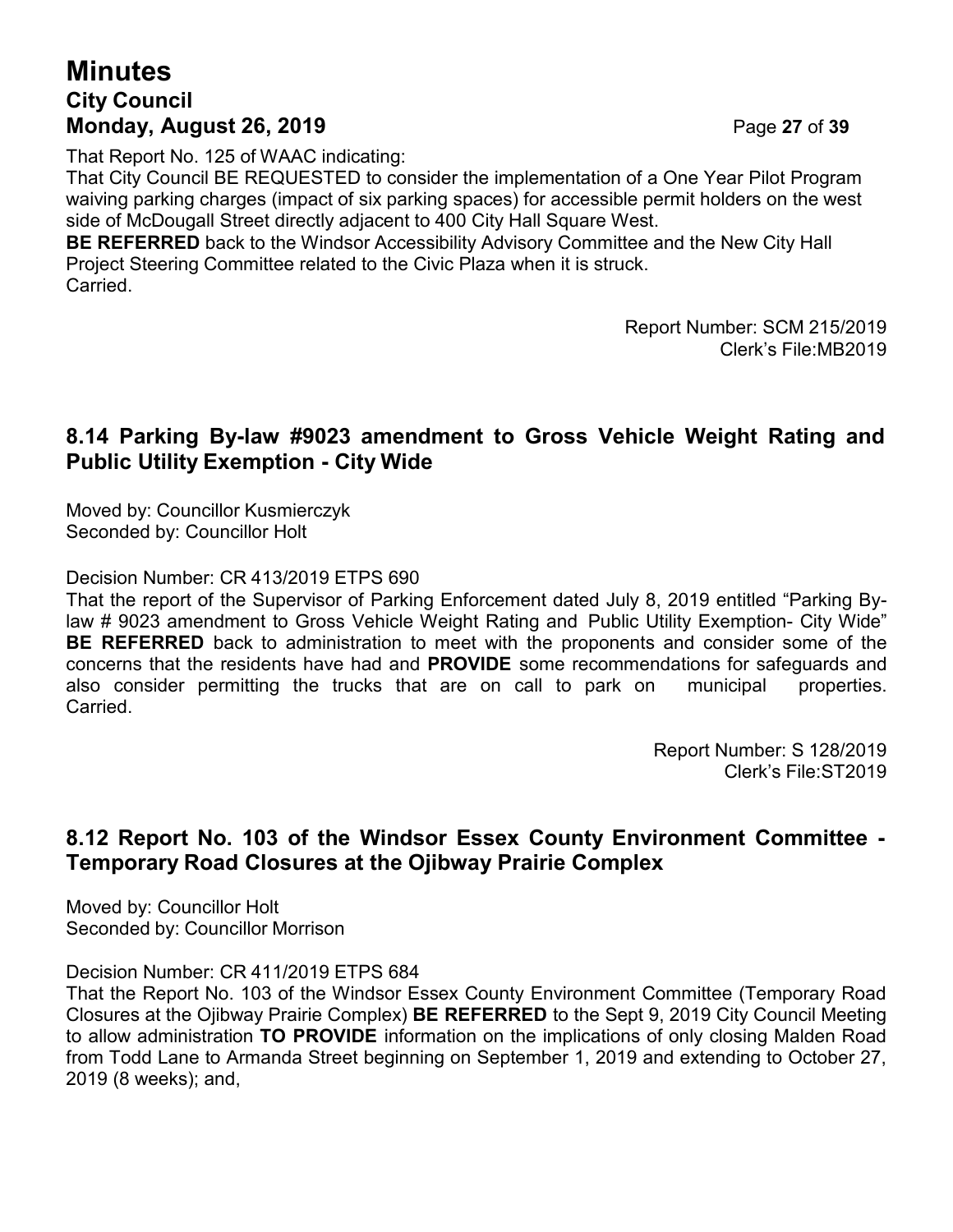That Report No. 125 of WAAC indicating:

That City Council BE REQUESTED to consider the implementation of a One Year Pilot Program waiving parking charges (impact of six parking spaces) for accessible permit holders on the west side of McDougall Street directly adjacent to 400 City Hall Square West.

**BE REFERRED** back to the Windsor Accessibility Advisory Committee and the New City Hall Project Steering Committee related to the Civic Plaza when it is struck.

Carried.

Report Number: SCM 215/2019
Clerk's File:MB2019

## 8.14 Parking By-law #9023 amendment to Gross Vehicle Weight Rating and Public Utility Exemption - City Wide

Moved by: Councillor Kusmierczyk
Seconded by: Councillor Holt

Decision Number: CR 413/2019 ETPS 690

That the report of the Supervisor of Parking Enforcement dated July 8, 2019 entitled "Parking By-law # 9023 amendment to Gross Vehicle Weight Rating and Public Utility Exemption- City Wide" **BE REFERRED** back to administration to meet with the proponents and consider some of the concerns that the residents have had and **PROVIDE** some recommendations for safeguards and also consider permitting the trucks that are on call to park on municipal properties.

Carried.

Report Number: S 128/2019
Clerk's File:ST2019

## 8.12 Report No. 103 of the Windsor Essex County Environment Committee - Temporary Road Closures at the Ojibway Prairie Complex

Moved by: Councillor Holt
Seconded by: Councillor Morrison

Decision Number: CR 411/2019 ETPS 684

That the Report No. 103 of the Windsor Essex County Environment Committee (Temporary Road Closures at the Ojibway Prairie Complex) **BE REFERRED** to the Sept 9, 2019 City Council Meeting to allow administration **TO PROVIDE** information on the implications of only closing Malden Road from Todd Lane to Armanda Street beginning on September 1, 2019 and extending to October 27, 2019 (8 weeks); and,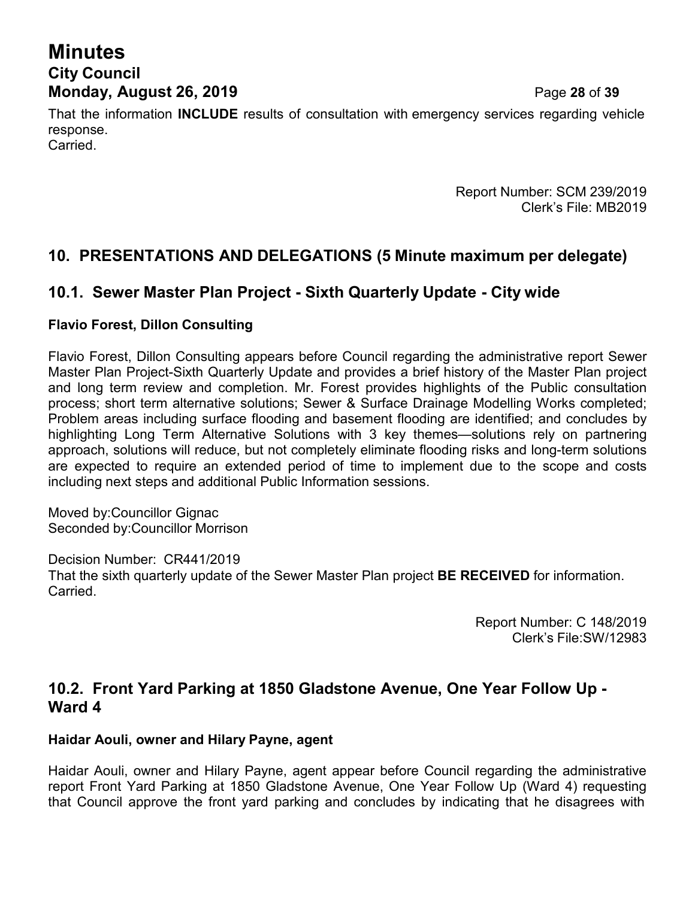That the information **INCLUDE** results of consultation with emergency services regarding vehicle response.
Carried.

Report Number: SCM 239/2019
Clerk's File: MB2019

## 10. PRESENTATIONS AND DELEGATIONS (5 Minute maximum per delegate)

### 10.1. Sewer Master Plan Project - Sixth Quarterly Update - City wide

**Flavio Forest, Dillon Consulting**

Flavio Forest, Dillon Consulting appears before Council regarding the administrative report Sewer Master Plan Project-Sixth Quarterly Update and provides a brief history of the Master Plan project and long term review and completion. Mr. Forest provides highlights of the Public consultation process; short term alternative solutions; Sewer & Surface Drainage Modelling Works completed; Problem areas including surface flooding and basement flooding are identified; and concludes by highlighting Long Term Alternative Solutions with 3 key themes—solutions rely on partnering approach, solutions will reduce, but not completely eliminate flooding risks and long-term solutions are expected to require an extended period of time to implement due to the scope and costs including next steps and additional Public Information sessions.

Moved by:Councillor Gignac
Seconded by:Councillor Morrison

Decision Number: CR441/2019
That the sixth quarterly update of the Sewer Master Plan project **BE RECEIVED** for information.
Carried.

Report Number: C 148/2019
Clerk's File:SW/12983

### 10.2. Front Yard Parking at 1850 Gladstone Avenue, One Year Follow Up - Ward 4

**Haidar Aouli, owner and Hilary Payne, agent**

Haidar Aouli, owner and Hilary Payne, agent appear before Council regarding the administrative report Front Yard Parking at 1850 Gladstone Avenue, One Year Follow Up (Ward 4) requesting that Council approve the front yard parking and concludes by indicating that he disagrees with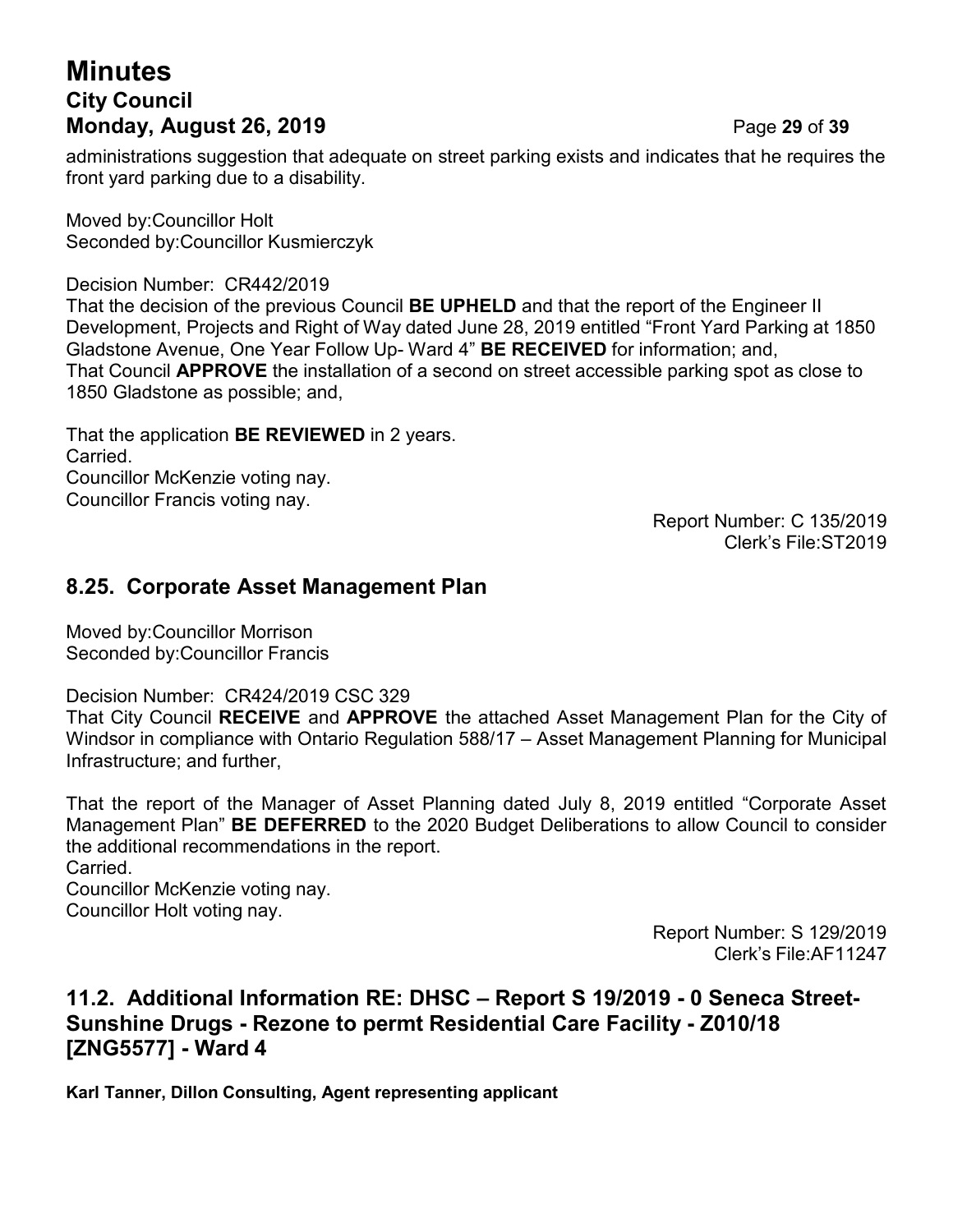administrations suggestion that adequate on street parking exists and indicates that he requires the front yard parking due to a disability.

Moved by:Councillor Holt
Seconded by:Councillor Kusmierczyk

Decision Number: CR442/2019
That the decision of the previous Council **BE UPHELD** and that the report of the Engineer II Development, Projects and Right of Way dated June 28, 2019 entitled "Front Yard Parking at 1850 Gladstone Avenue, One Year Follow Up- Ward 4" **BE RECEIVED** for information; and,
That Council **APPROVE** the installation of a second on street accessible parking spot as close to 1850 Gladstone as possible; and,

That the application **BE REVIEWED** in 2 years.
Carried.
Councillor McKenzie voting nay.
Councillor Francis voting nay.

Report Number: C 135/2019
Clerk's File:ST2019

## 8.25. Corporate Asset Management Plan

Moved by:Councillor Morrison
Seconded by:Councillor Francis

Decision Number: CR424/2019 CSC 329
That City Council **RECEIVE** and **APPROVE** the attached Asset Management Plan for the City of Windsor in compliance with Ontario Regulation 588/17 – Asset Management Planning for Municipal Infrastructure; and further,

That the report of the Manager of Asset Planning dated July 8, 2019 entitled "Corporate Asset Management Plan" **BE DEFERRED** to the 2020 Budget Deliberations to allow Council to consider the additional recommendations in the report.
Carried.
Councillor McKenzie voting nay.
Councillor Holt voting nay.

Report Number: S 129/2019
Clerk's File:AF11247

## 11.2. Additional Information RE: DHSC – Report S 19/2019 - 0 Seneca Street-Sunshine Drugs - Rezone to permt Residential Care Facility - Z010/18 [ZNG5577] - Ward 4

**Karl Tanner, Dillon Consulting, Agent representing applicant**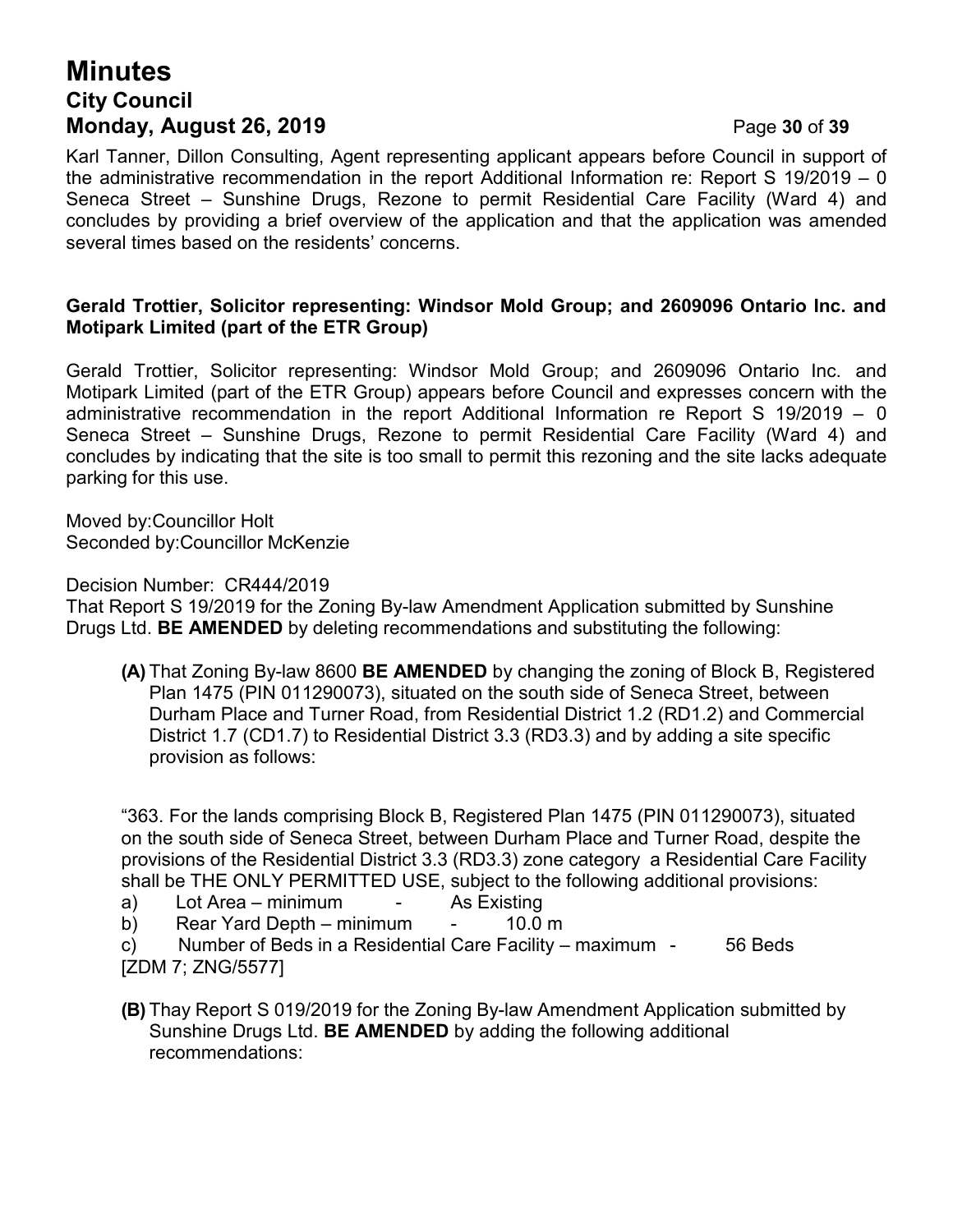Karl Tanner, Dillon Consulting, Agent representing applicant appears before Council in support of the administrative recommendation in the report Additional Information re: Report S 19/2019 – 0 Seneca Street – Sunshine Drugs, Rezone to permit Residential Care Facility (Ward 4) and concludes by providing a brief overview of the application and that the application was amended several times based on the residents' concerns.

**Gerald Trottier, Solicitor representing: Windsor Mold Group; and 2609096 Ontario Inc. and Motipark Limited (part of the ETR Group)**

Gerald Trottier, Solicitor representing: Windsor Mold Group; and 2609096 Ontario Inc. and Motipark Limited (part of the ETR Group) appears before Council and expresses concern with the administrative recommendation in the report Additional Information re Report S 19/2019 – 0 Seneca Street – Sunshine Drugs, Rezone to permit Residential Care Facility (Ward 4) and concludes by indicating that the site is too small to permit this rezoning and the site lacks adequate parking for this use.

Moved by:Councillor Holt
Seconded by:Councillor McKenzie

Decision Number: CR444/2019
That Report S 19/2019 for the Zoning By-law Amendment Application submitted by Sunshine Drugs Ltd. **BE AMENDED** by deleting recommendations and substituting the following:

**(A)** That Zoning By-law 8600 **BE AMENDED** by changing the zoning of Block B, Registered Plan 1475 (PIN 011290073), situated on the south side of Seneca Street, between Durham Place and Turner Road, from Residential District 1.2 (RD1.2) and Commercial District 1.7 (CD1.7) to Residential District 3.3 (RD3.3) and by adding a site specific provision as follows:

"363. For the lands comprising Block B, Registered Plan 1475 (PIN 011290073), situated on the south side of Seneca Street, between Durham Place and Turner Road, despite the provisions of the Residential District 3.3 (RD3.3) zone category a Residential Care Facility shall be THE ONLY PERMITTED USE, subject to the following additional provisions:

a) Lot Area – minimum - As Existing
b) Rear Yard Depth – minimum - 10.0 m
c) Number of Beds in a Residential Care Facility – maximum - 56 Beds

[ZDM 7; ZNG/5577]

**(B)** Thay Report S 019/2019 for the Zoning By-law Amendment Application submitted by Sunshine Drugs Ltd. **BE AMENDED** by adding the following additional recommendations: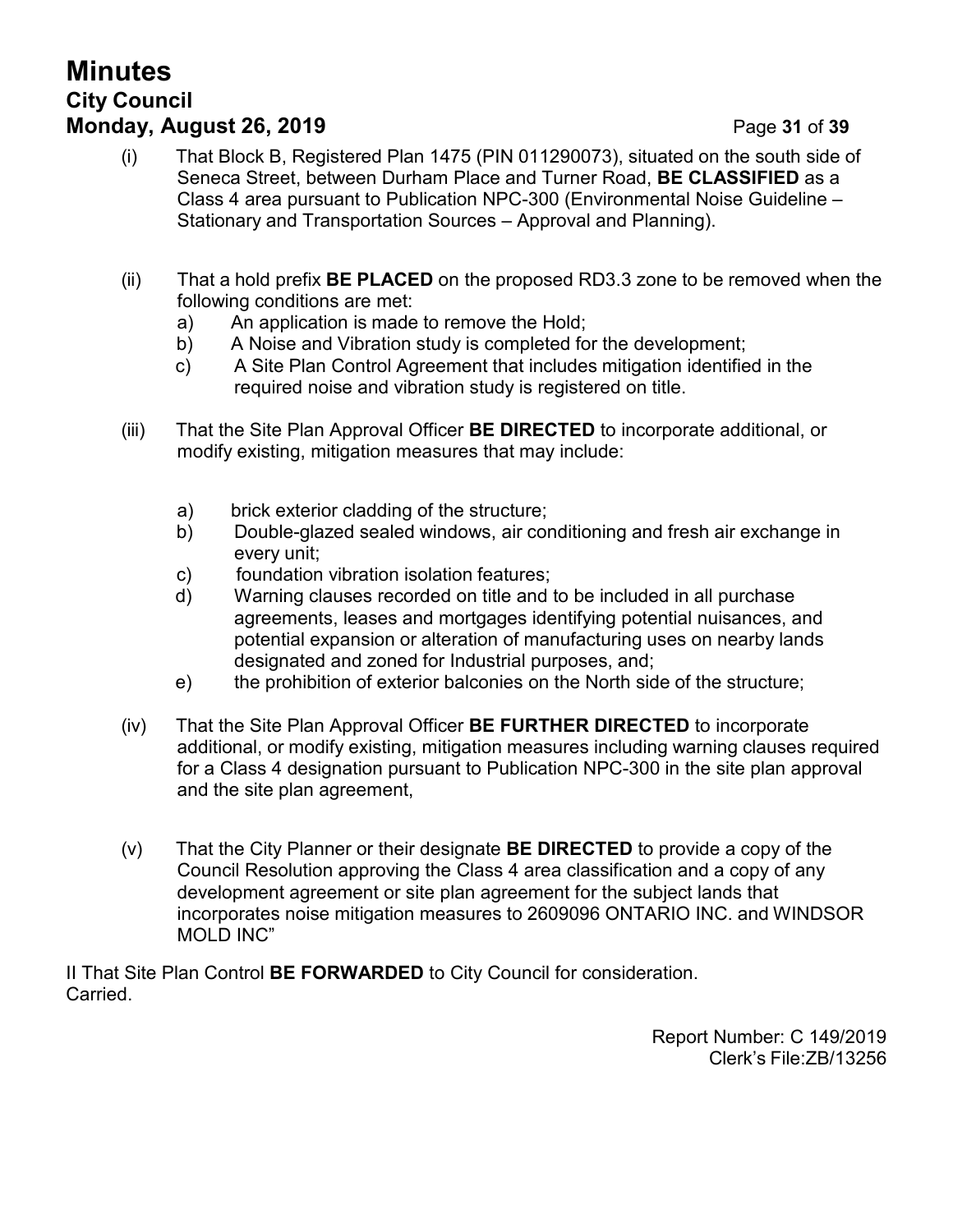(i) That Block B, Registered Plan 1475 (PIN 011290073), situated on the south side of Seneca Street, between Durham Place and Turner Road, **BE CLASSIFIED** as a Class 4 area pursuant to Publication NPC-300 (Environmental Noise Guideline – Stationary and Transportation Sources – Approval and Planning).

(ii) That a hold prefix **BE PLACED** on the proposed RD3.3 zone to be removed when the following conditions are met:

a) An application is made to remove the Hold;
b) A Noise and Vibration study is completed for the development;
c) A Site Plan Control Agreement that includes mitigation identified in the required noise and vibration study is registered on title.

(iii) That the Site Plan Approval Officer **BE DIRECTED** to incorporate additional, or modify existing, mitigation measures that may include:

a) brick exterior cladding of the structure;
b) Double-glazed sealed windows, air conditioning and fresh air exchange in every unit;
c) foundation vibration isolation features;
d) Warning clauses recorded on title and to be included in all purchase agreements, leases and mortgages identifying potential nuisances, and potential expansion or alteration of manufacturing uses on nearby lands designated and zoned for Industrial purposes, and;
e) the prohibition of exterior balconies on the North side of the structure;

(iv) That the Site Plan Approval Officer **BE FURTHER DIRECTED** to incorporate additional, or modify existing, mitigation measures including warning clauses required for a Class 4 designation pursuant to Publication NPC-300 in the site plan approval and the site plan agreement,

(v) That the City Planner or their designate **BE DIRECTED** to provide a copy of the Council Resolution approving the Class 4 area classification and a copy of any development agreement or site plan agreement for the subject lands that incorporates noise mitigation measures to 2609096 ONTARIO INC. and WINDSOR MOLD INC"

II That Site Plan Control **BE FORWARDED** to City Council for consideration.
Carried.

Report Number: C 149/2019
Clerk's File:ZB/13256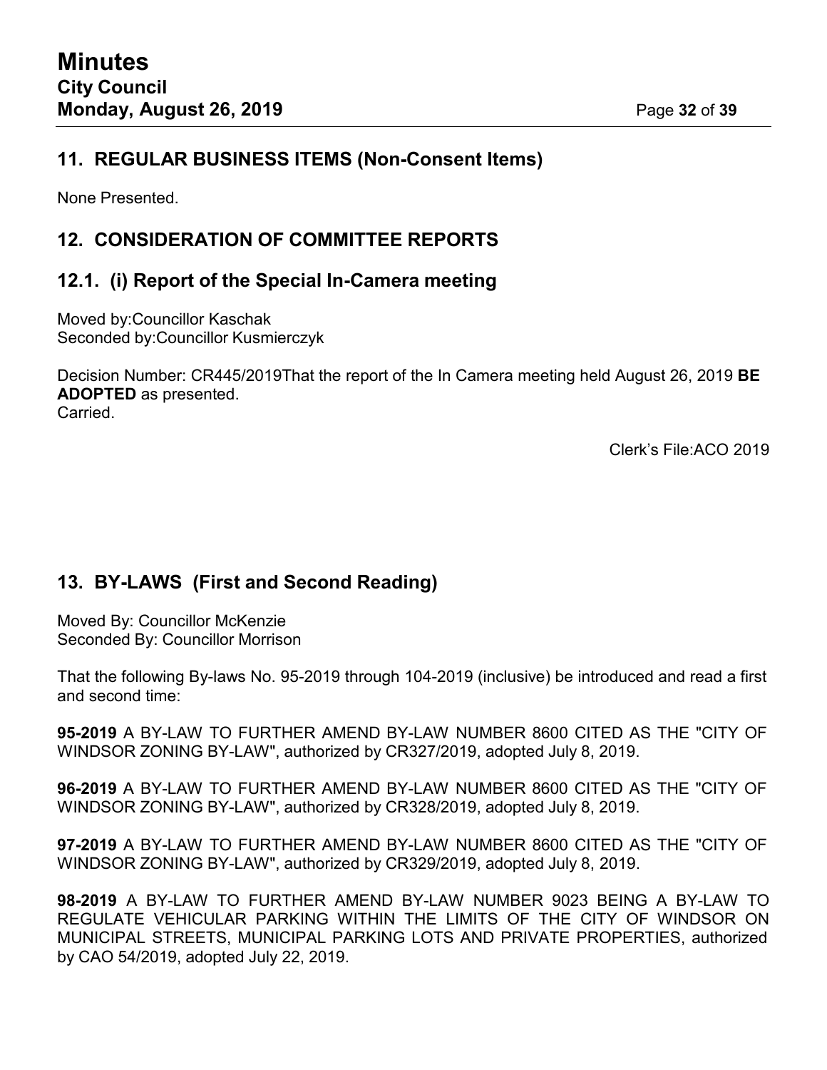## 11. REGULAR BUSINESS ITEMS (Non-Consent Items)

None Presented.

## 12. CONSIDERATION OF COMMITTEE REPORTS

## 12.1. (i) Report of the Special In-Camera meeting

Moved by:Councillor Kaschak
Seconded by:Councillor Kusmierczyk

Decision Number: CR445/2019That the report of the In Camera meeting held August 26, 2019 **BE ADOPTED** as presented.
Carried.

Clerk's File:ACO 2019

## 13. BY-LAWS (First and Second Reading)

Moved By: Councillor McKenzie
Seconded By: Councillor Morrison

That the following By-laws No. 95-2019 through 104-2019 (inclusive) be introduced and read a first and second time:

**95-2019** A BY-LAW TO FURTHER AMEND BY-LAW NUMBER 8600 CITED AS THE "CITY OF WINDSOR ZONING BY-LAW", authorized by CR327/2019, adopted July 8, 2019.

**96-2019** A BY-LAW TO FURTHER AMEND BY-LAW NUMBER 8600 CITED AS THE "CITY OF WINDSOR ZONING BY-LAW", authorized by CR328/2019, adopted July 8, 2019.

**97-2019** A BY-LAW TO FURTHER AMEND BY-LAW NUMBER 8600 CITED AS THE "CITY OF WINDSOR ZONING BY-LAW", authorized by CR329/2019, adopted July 8, 2019.

**98-2019** A BY-LAW TO FURTHER AMEND BY-LAW NUMBER 9023 BEING A BY-LAW TO REGULATE VEHICULAR PARKING WITHIN THE LIMITS OF THE CITY OF WINDSOR ON MUNICIPAL STREETS, MUNICIPAL PARKING LOTS AND PRIVATE PROPERTIES, authorized by CAO 54/2019, adopted July 22, 2019.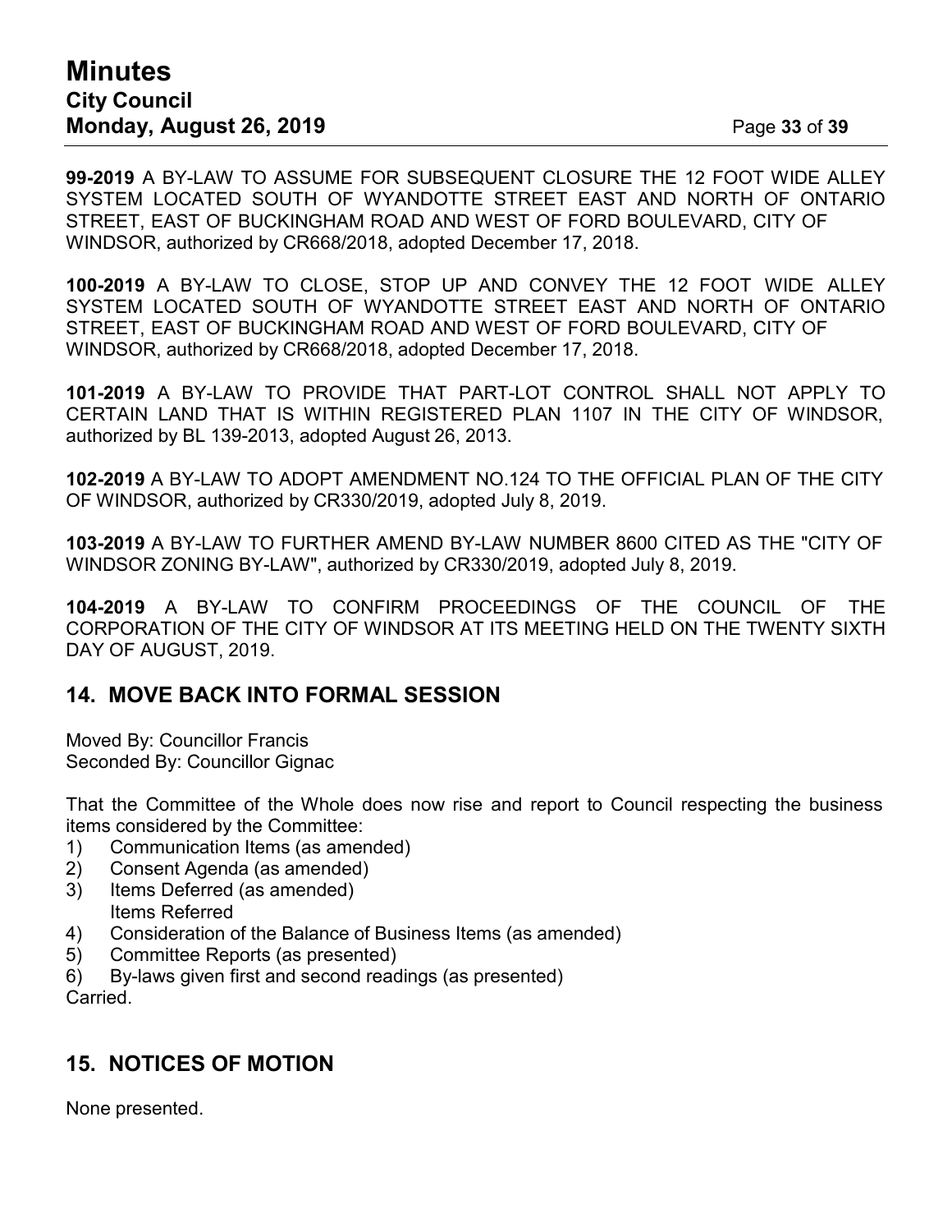**99-2019** A BY-LAW TO ASSUME FOR SUBSEQUENT CLOSURE THE 12 FOOT WIDE ALLEY SYSTEM LOCATED SOUTH OF WYANDOTTE STREET EAST AND NORTH OF ONTARIO STREET, EAST OF BUCKINGHAM ROAD AND WEST OF FORD BOULEVARD, CITY OF WINDSOR, authorized by CR668/2018, adopted December 17, 2018.

**100-2019** A BY-LAW TO CLOSE, STOP UP AND CONVEY THE 12 FOOT WIDE ALLEY SYSTEM LOCATED SOUTH OF WYANDOTTE STREET EAST AND NORTH OF ONTARIO STREET, EAST OF BUCKINGHAM ROAD AND WEST OF FORD BOULEVARD, CITY OF WINDSOR, authorized by CR668/2018, adopted December 17, 2018.

**101-2019** A BY-LAW TO PROVIDE THAT PART-LOT CONTROL SHALL NOT APPLY TO CERTAIN LAND THAT IS WITHIN REGISTERED PLAN 1107 IN THE CITY OF WINDSOR, authorized by BL 139-2013, adopted August 26, 2013.

**102-2019** A BY-LAW TO ADOPT AMENDMENT NO.124 TO THE OFFICIAL PLAN OF THE CITY OF WINDSOR, authorized by CR330/2019, adopted July 8, 2019.

**103-2019** A BY-LAW TO FURTHER AMEND BY-LAW NUMBER 8600 CITED AS THE "CITY OF WINDSOR ZONING BY-LAW", authorized by CR330/2019, adopted July 8, 2019.

**104-2019** A BY-LAW TO CONFIRM PROCEEDINGS OF THE COUNCIL OF THE CORPORATION OF THE CITY OF WINDSOR AT ITS MEETING HELD ON THE TWENTY SIXTH DAY OF AUGUST, 2019.

## 14. MOVE BACK INTO FORMAL SESSION

Moved By: Councillor Francis
Seconded By: Councillor Gignac

That the Committee of the Whole does now rise and report to Council respecting the business items considered by the Committee:

1) Communication Items (as amended)
2) Consent Agenda (as amended)
3) Items Deferred (as amended)
   Items Referred
4) Consideration of the Balance of Business Items (as amended)
5) Committee Reports (as presented)
6) By-laws given first and second readings (as presented)

Carried.

## 15. NOTICES OF MOTION

None presented.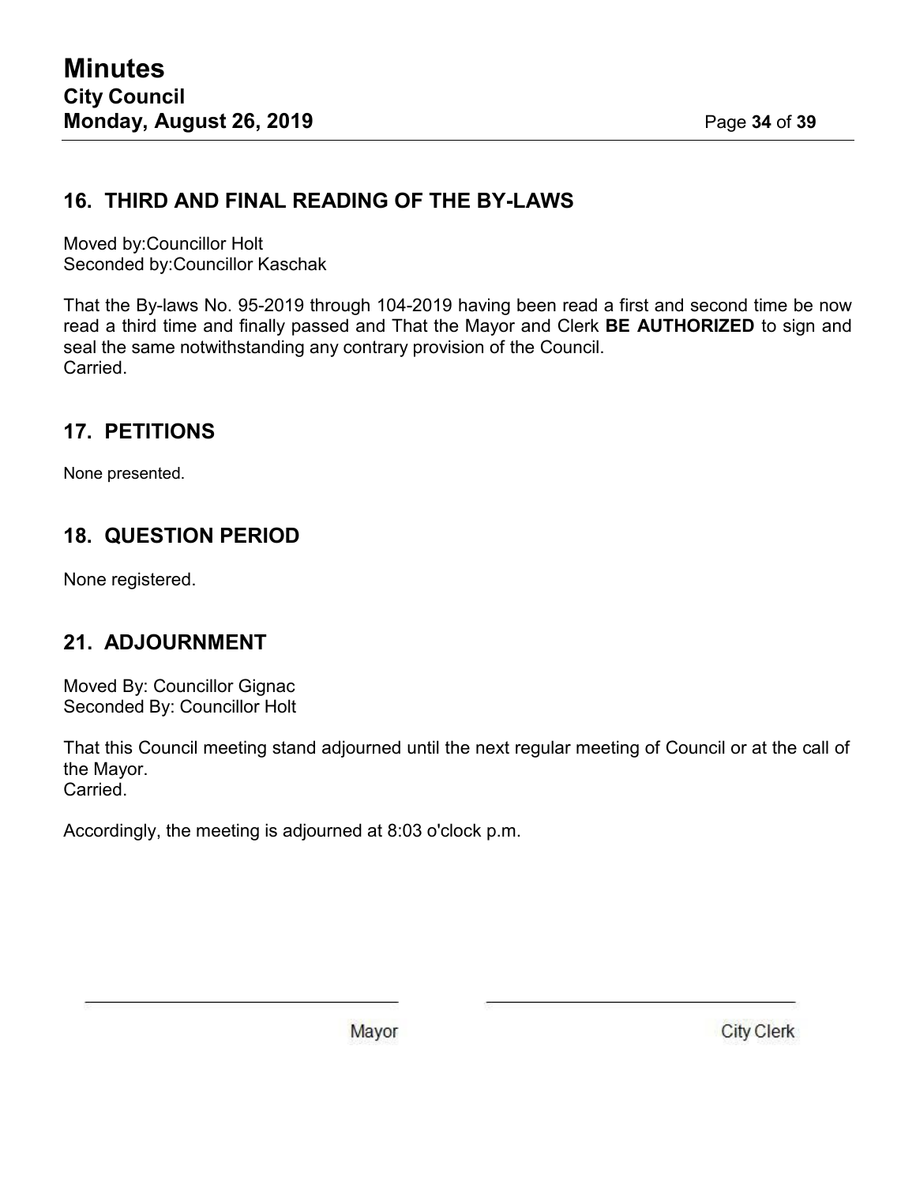## 16. THIRD AND FINAL READING OF THE BY-LAWS

Moved by:Councillor Holt
Seconded by:Councillor Kaschak

That the By-laws No. 95-2019 through 104-2019 having been read a first and second time be now read a third time and finally passed and That the Mayor and Clerk **BE AUTHORIZED** to sign and seal the same notwithstanding any contrary provision of the Council.
Carried.

## 17. PETITIONS

None presented.

## 18. QUESTION PERIOD

None registered.

## 21. ADJOURNMENT

Moved By: Councillor Gignac
Seconded By: Councillor Holt

That this Council meeting stand adjourned until the next regular meeting of Council or at the call of the Mayor.
Carried.

Accordingly, the meeting is adjourned at 8:03 o'clock p.m.

Mayor

City Clerk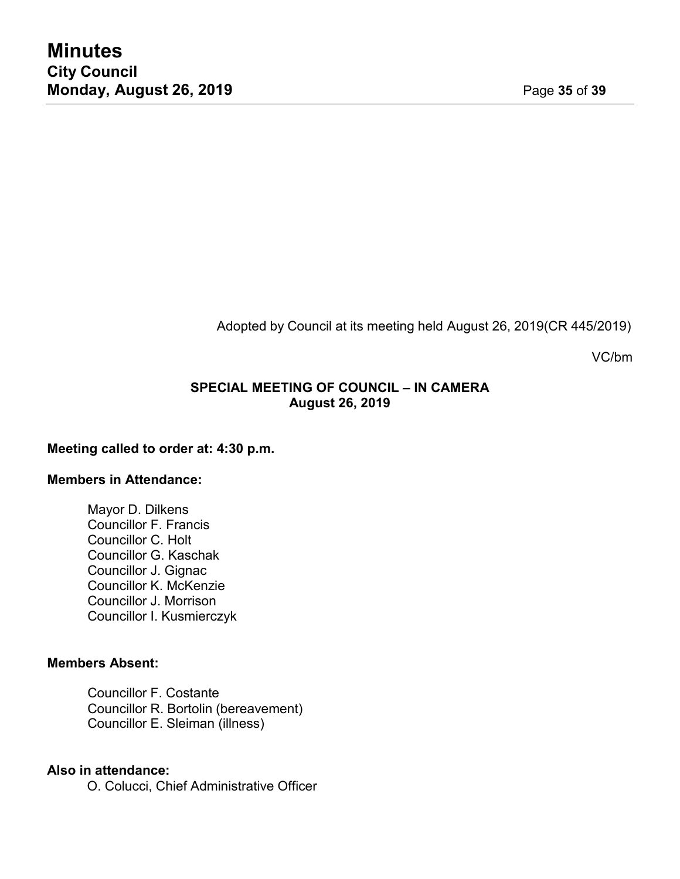Adopted by Council at its meeting held August 26, 2019(CR 445/2019)

VC/bm

**SPECIAL MEETING OF COUNCIL – IN CAMERA**
**August 26, 2019**

**Meeting called to order at: 4:30 p.m.**

**Members in Attendance:**

Mayor D. Dilkens
Councillor F. Francis
Councillor C. Holt
Councillor G. Kaschak
Councillor J. Gignac
Councillor K. McKenzie
Councillor J. Morrison
Councillor I. Kusmierczyk

**Members Absent:**

Councillor F. Costante
Councillor R. Bortolin (bereavement)
Councillor E. Sleiman (illness)

**Also in attendance:**

O. Colucci, Chief Administrative Officer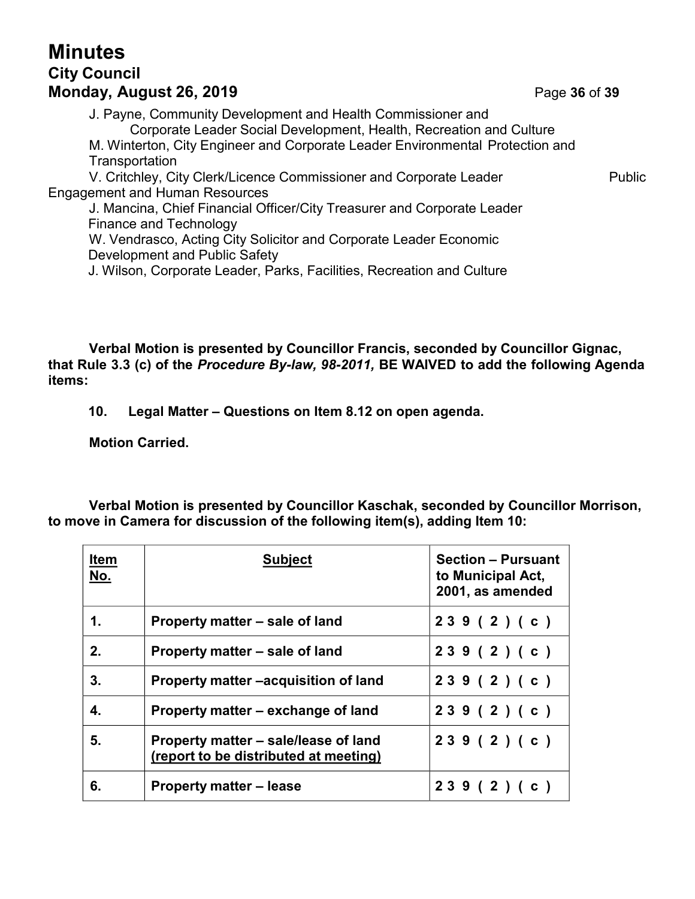J. Payne, Community Development and Health Commissioner and Corporate Leader Social Development, Health, Recreation and Culture
M. Winterton, City Engineer and Corporate Leader Environmental Protection and Transportation
V. Critchley, City Clerk/Licence Commissioner and Corporate Leader Public Engagement and Human Resources
J. Mancina, Chief Financial Officer/City Treasurer and Corporate Leader Finance and Technology
W. Vendrasco, Acting City Solicitor and Corporate Leader Economic Development and Public Safety
J. Wilson, Corporate Leader, Parks, Facilities, Recreation and Culture

**Verbal Motion is presented by Councillor Francis, seconded by Councillor Gignac, that Rule 3.3 (c) of the *Procedure By-law, 98-2011,* BE WAIVED to add the following Agenda items:**

**10. Legal Matter – Questions on Item 8.12 on open agenda.**

**Motion Carried.**

**Verbal Motion is presented by Councillor Kaschak, seconded by Councillor Morrison, to move in Camera for discussion of the following item(s), adding Item 10:**

| **Item No.** | **Subject** | **Section – Pursuant to Municipal Act, 2001, as amended** |
|---|---|---|
| **1.** | **Property matter – sale of land** | **239 (2) (c)** |
| **2.** | **Property matter – sale of land** | **239 (2) (c)** |
| **3.** | **Property matter –acquisition of land** | **239 (2) (c)** |
| **4.** | **Property matter – exchange of land** | **239 (2) (c)** |
| **5.** | **Property matter – sale/lease of land (report to be distributed at meeting)** | **239 (2) (c)** |
| **6.** | **Property matter – lease** | **239 (2) (c)** |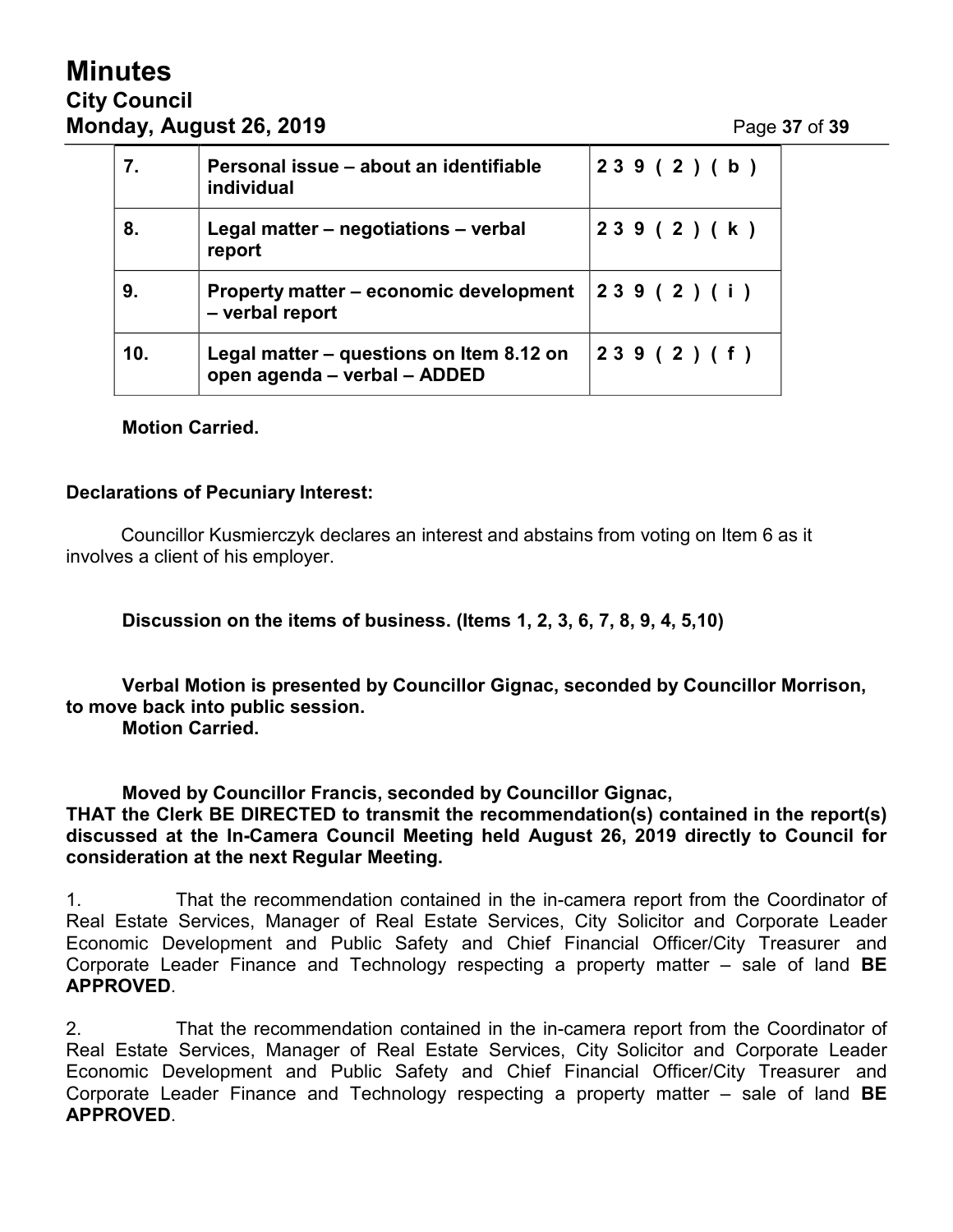| 7. | Personal issue – about an identifiable individual | 239(2)(b) |
|---|---|---|
| 8. | Legal matter – negotiations – verbal report | 239(2)(k) |
| 9. | Property matter – economic development – verbal report | 239(2)(i) |
| 10. | Legal matter – questions on Item 8.12 on open agenda – verbal – ADDED | 239(2)(f) |

**Motion Carried.**

**Declarations of Pecuniary Interest:**

Councillor Kusmierczyk declares an interest and abstains from voting on Item 6 as it involves a client of his employer.

**Discussion on the items of business. (Items 1, 2, 3, 6, 7, 8, 9, 4, 5,10)**

**Verbal Motion is presented by Councillor Gignac, seconded by Councillor Morrison, to move back into public session.**
**Motion Carried.**

**Moved by Councillor Francis, seconded by Councillor Gignac,**
**THAT the Clerk BE DIRECTED to transmit the recommendation(s) contained in the report(s) discussed at the In-Camera Council Meeting held August 26, 2019 directly to Council for consideration at the next Regular Meeting.**

1. That the recommendation contained in the in-camera report from the Coordinator of Real Estate Services, Manager of Real Estate Services, City Solicitor and Corporate Leader Economic Development and Public Safety and Chief Financial Officer/City Treasurer and Corporate Leader Finance and Technology respecting a property matter – sale of land **BE APPROVED**.

2. That the recommendation contained in the in-camera report from the Coordinator of Real Estate Services, Manager of Real Estate Services, City Solicitor and Corporate Leader Economic Development and Public Safety and Chief Financial Officer/City Treasurer and Corporate Leader Finance and Technology respecting a property matter – sale of land **BE APPROVED**.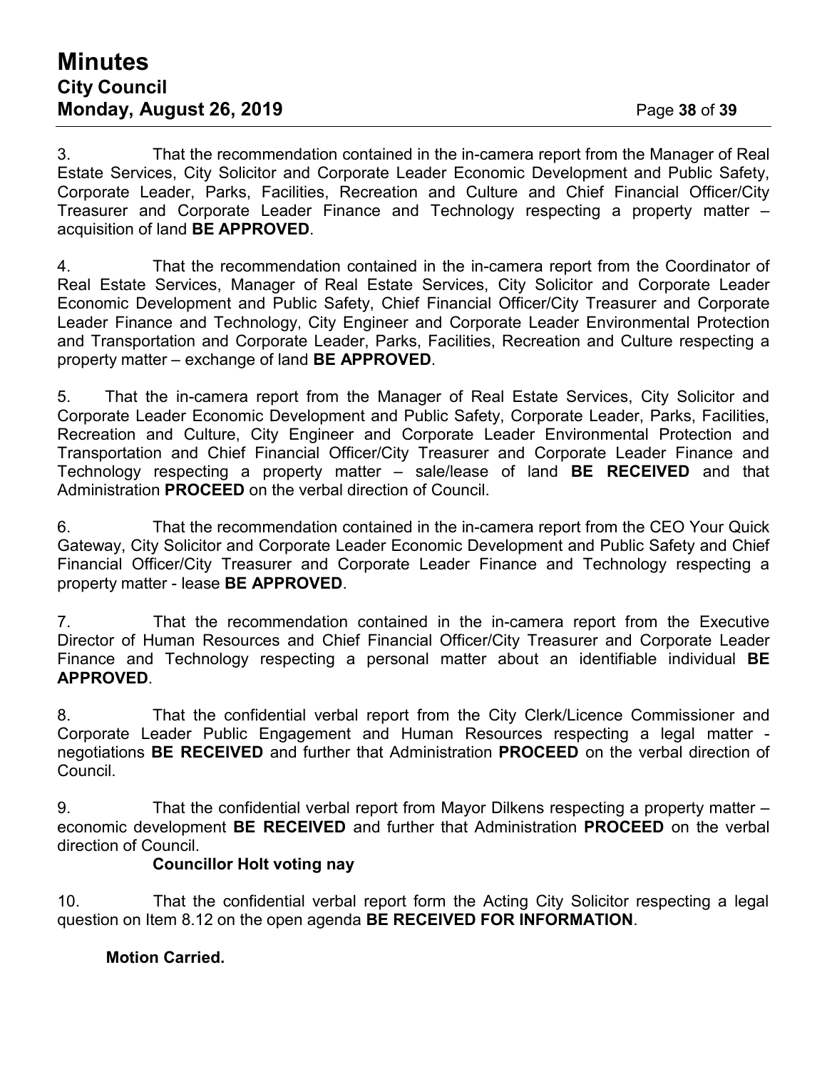3. That the recommendation contained in the in-camera report from the Manager of Real Estate Services, City Solicitor and Corporate Leader Economic Development and Public Safety, Corporate Leader, Parks, Facilities, Recreation and Culture and Chief Financial Officer/City Treasurer and Corporate Leader Finance and Technology respecting a property matter – acquisition of land **BE APPROVED**.

4. That the recommendation contained in the in-camera report from the Coordinator of Real Estate Services, Manager of Real Estate Services, City Solicitor and Corporate Leader Economic Development and Public Safety, Chief Financial Officer/City Treasurer and Corporate Leader Finance and Technology, City Engineer and Corporate Leader Environmental Protection and Transportation and Corporate Leader, Parks, Facilities, Recreation and Culture respecting a property matter – exchange of land **BE APPROVED**.

5. That the in-camera report from the Manager of Real Estate Services, City Solicitor and Corporate Leader Economic Development and Public Safety, Corporate Leader, Parks, Facilities, Recreation and Culture, City Engineer and Corporate Leader Environmental Protection and Transportation and Chief Financial Officer/City Treasurer and Corporate Leader Finance and Technology respecting a property matter – sale/lease of land **BE RECEIVED** and that Administration **PROCEED** on the verbal direction of Council.

6. That the recommendation contained in the in-camera report from the CEO Your Quick Gateway, City Solicitor and Corporate Leader Economic Development and Public Safety and Chief Financial Officer/City Treasurer and Corporate Leader Finance and Technology respecting a property matter - lease **BE APPROVED**.

7. That the recommendation contained in the in-camera report from the Executive Director of Human Resources and Chief Financial Officer/City Treasurer and Corporate Leader Finance and Technology respecting a personal matter about an identifiable individual **BE APPROVED**.

8. That the confidential verbal report from the City Clerk/Licence Commissioner and Corporate Leader Public Engagement and Human Resources respecting a legal matter - negotiations **BE RECEIVED** and further that Administration **PROCEED** on the verbal direction of Council.

9. That the confidential verbal report from Mayor Dilkens respecting a property matter – economic development **BE RECEIVED** and further that Administration **PROCEED** on the verbal direction of Council.

**Councillor Holt voting nay**

10. That the confidential verbal report form the Acting City Solicitor respecting a legal question on Item 8.12 on the open agenda **BE RECEIVED FOR INFORMATION**.

**Motion Carried.**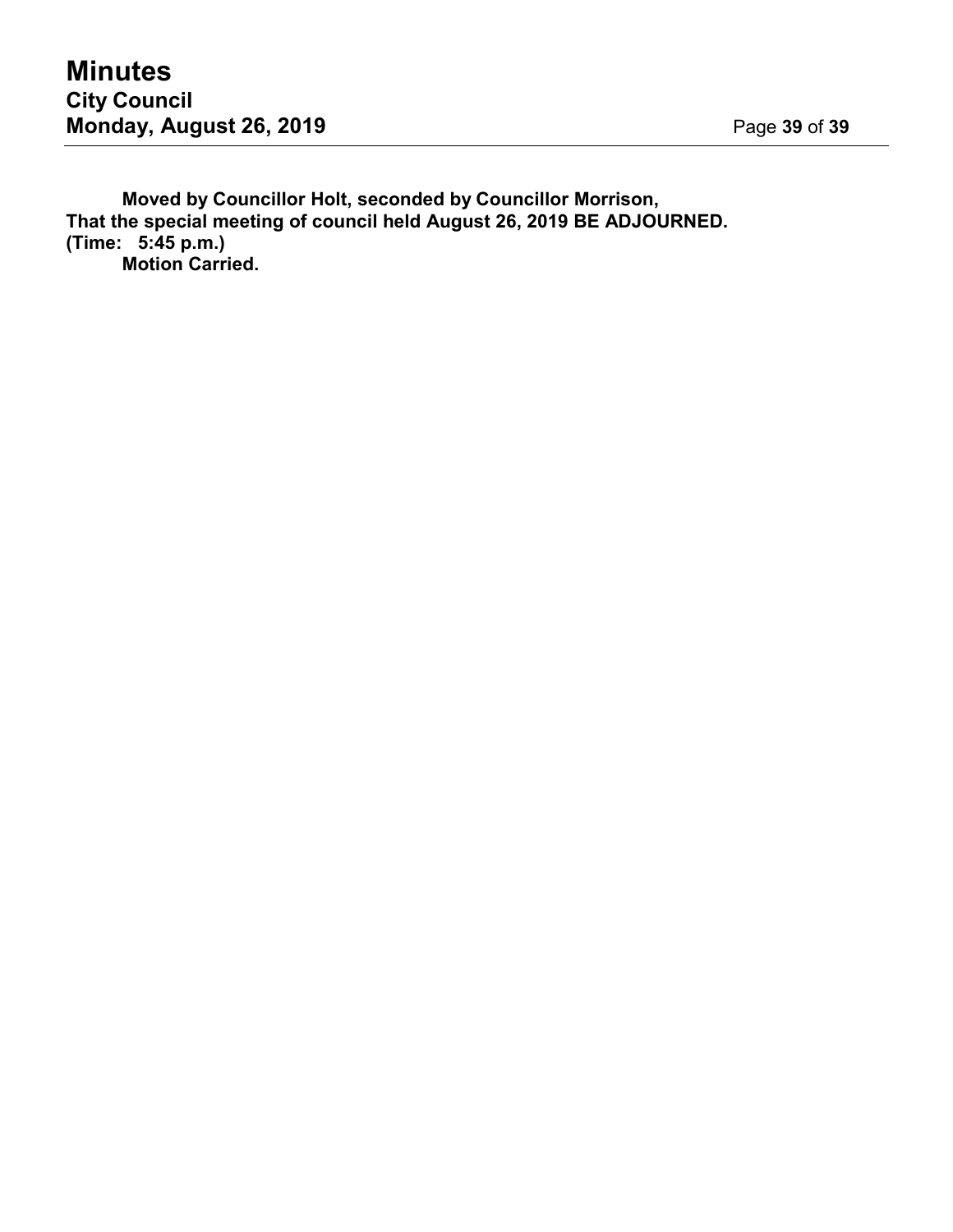**Moved by Councillor Holt, seconded by Councillor Morrison,**
**That the special meeting of council held August 26, 2019 BE ADJOURNED.**
**(Time: 5:45 p.m.)**
**Motion Carried.**